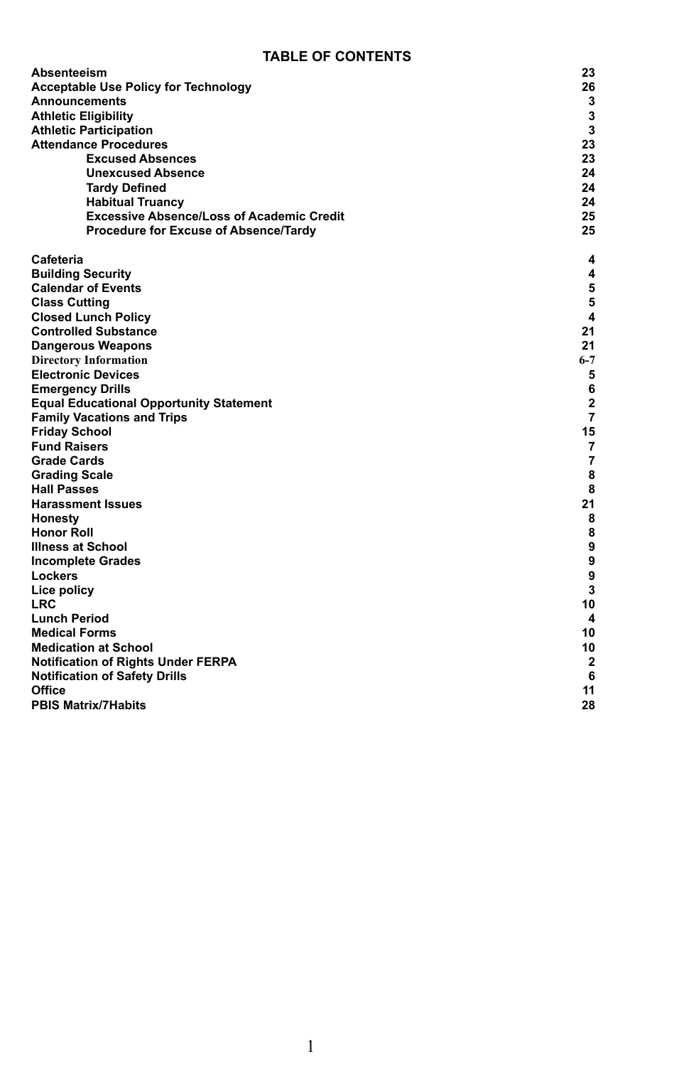# TABLE OF CONTENTS

| | |
|---|---|
| **Absenteeism** | **23** |
| **Acceptable Use Policy for Technology** | **26** |
| **Announcements** | **3** |
| **Athletic Eligibility** | **3** |
| **Athletic Participation** | **3** |
| **Attendance Procedures** | **23** |
| &nbsp;&nbsp;&nbsp;&nbsp;**Excused Absences** | **23** |
| &nbsp;&nbsp;&nbsp;&nbsp;**Unexcused Absence** | **24** |
| &nbsp;&nbsp;&nbsp;&nbsp;**Tardy Defined** | **24** |
| &nbsp;&nbsp;&nbsp;&nbsp;**Habitual Truancy** | **24** |
| &nbsp;&nbsp;&nbsp;&nbsp;**Excessive Absence/Loss of Academic Credit** | **25** |
| &nbsp;&nbsp;&nbsp;&nbsp;**Procedure for Excuse of Absence/Tardy** | **25** |
| **Cafeteria** | **4** |
| **Building Security** | **4** |
| **Calendar of Events** | **5** |
| **Class Cutting** | **5** |
| **Closed Lunch Policy** | **4** |
| **Controlled Substance** | **21** |
| **Dangerous Weapons** | **21** |
| **Directory Information** | **6-7** |
| **Electronic Devices** | **5** |
| **Emergency Drills** | **6** |
| **Equal Educational Opportunity Statement** | **2** |
| **Family Vacations and Trips** | **7** |
| **Friday School** | **15** |
| **Fund Raisers** | **7** |
| **Grade Cards** | **7** |
| **Grading Scale** | **8** |
| **Hall Passes** | **8** |
| **Harassment Issues** | **21** |
| **Honesty** | **8** |
| **Honor Roll** | **8** |
| **Illness at School** | **9** |
| **Incomplete Grades** | **9** |
| **Lockers** | **9** |
| **Lice policy** | **3** |
| **LRC** | **10** |
| **Lunch Period** | **4** |
| **Medical Forms** | **10** |
| **Medication at School** | **10** |
| **Notification of Rights Under FERPA** | **2** |
| **Notification of Safety Drills** | **6** |
| **Office** | **11** |
| **PBIS Matrix/7Habits** | **28** |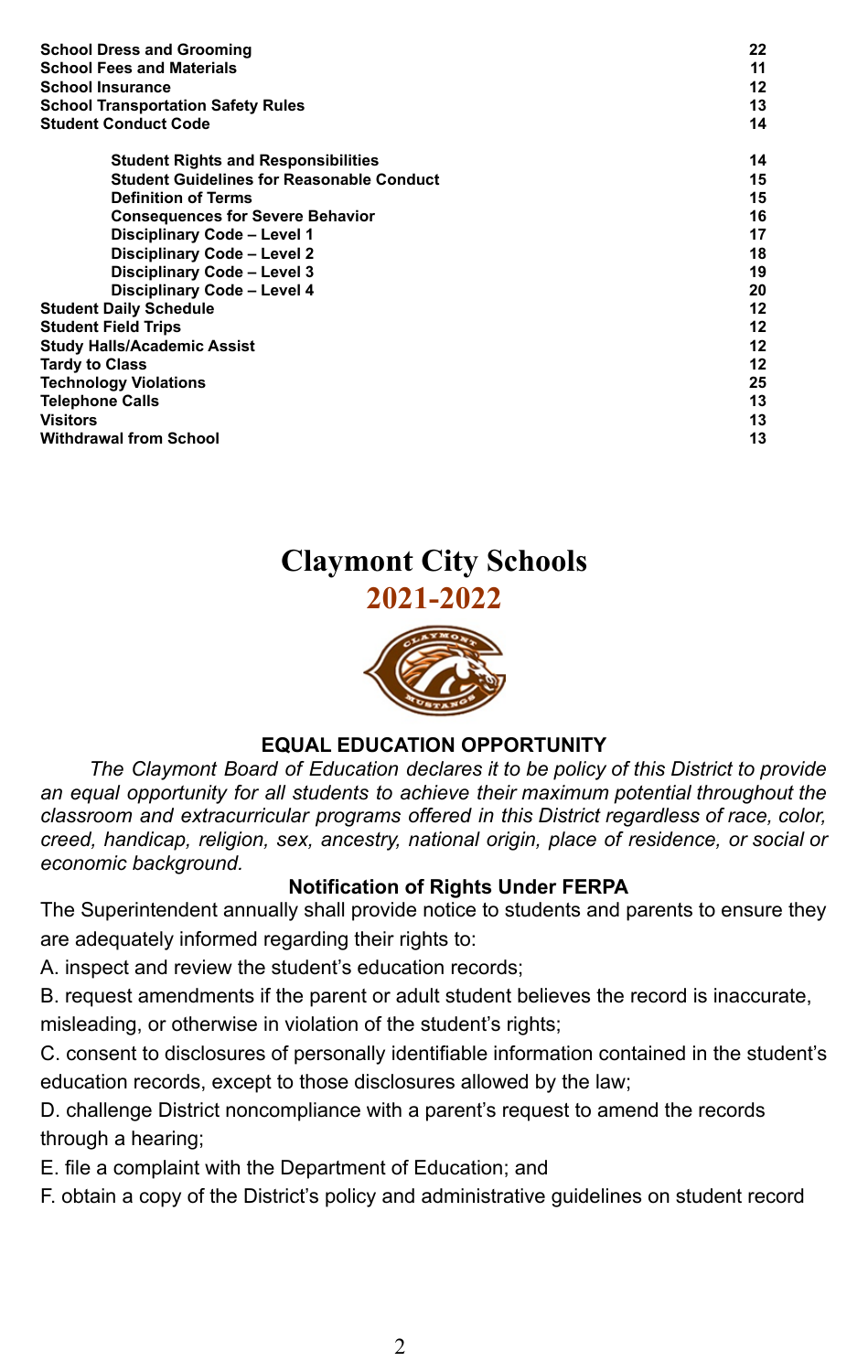| | |
|---|---|
| **School Dress and Grooming** | **22** |
| **School Fees and Materials** | **11** |
| **School Insurance** | **12** |
| **School Transportation Safety Rules** | **13** |
| **Student Conduct Code** | **14** |
| **Student Rights and Responsibilities** | **14** |
| **Student Guidelines for Reasonable Conduct** | **15** |
| **Definition of Terms** | **15** |
| **Consequences for Severe Behavior** | **16** |
| **Disciplinary Code – Level 1** | **17** |
| **Disciplinary Code – Level 2** | **18** |
| **Disciplinary Code – Level 3** | **19** |
| **Disciplinary Code – Level 4** | **20** |
| **Student Daily Schedule** | **12** |
| **Student Field Trips** | **12** |
| **Study Halls/Academic Assist** | **12** |
| **Tardy to Class** | **12** |
| **Technology Violations** | **25** |
| **Telephone Calls** | **13** |
| **Visitors** | **13** |
| **Withdrawal from School** | **13** |

# Claymont City Schools

## 2021-2022

### EQUAL EDUCATION OPPORTUNITY

*The Claymont Board of Education declares it to be policy of this District to provide an equal opportunity for all students to achieve their maximum potential throughout the classroom and extracurricular programs offered in this District regardless of race, color, creed, handicap, religion, sex, ancestry, national origin, place of residence, or social or economic background.*

### Notification of Rights Under FERPA

The Superintendent annually shall provide notice to students and parents to ensure they are adequately informed regarding their rights to:

A. inspect and review the student's education records;

B. request amendments if the parent or adult student believes the record is inaccurate, misleading, or otherwise in violation of the student's rights;

C. consent to disclosures of personally identifiable information contained in the student's education records, except to those disclosures allowed by the law;

D. challenge District noncompliance with a parent's request to amend the records through a hearing;

E. file a complaint with the Department of Education; and

F. obtain a copy of the District's policy and administrative guidelines on student record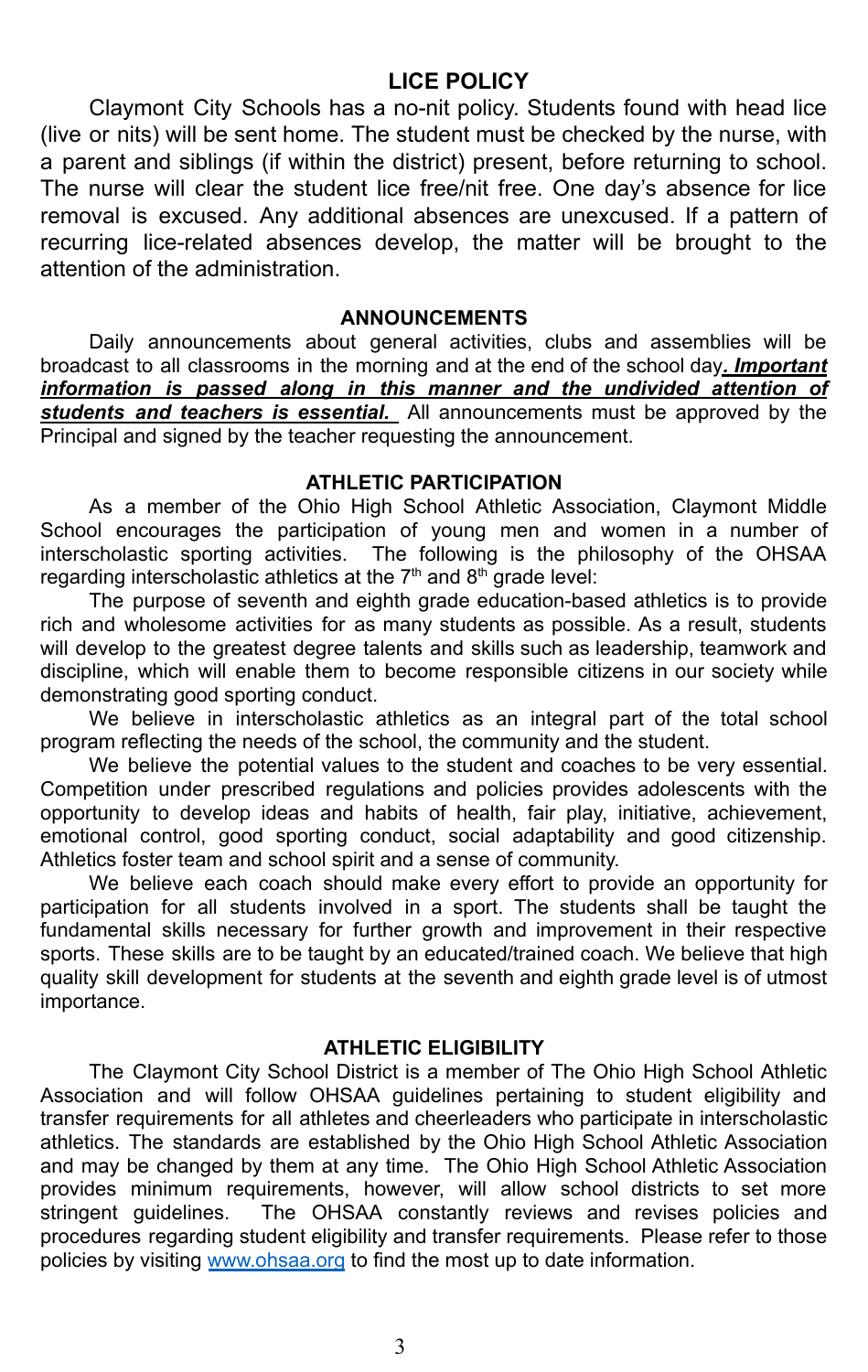## LICE POLICY

Claymont City Schools has a no-nit policy. Students found with head lice (live or nits) will be sent home. The student must be checked by the nurse, with a parent and siblings (if within the district) present, before returning to school. The nurse will clear the student lice free/nit free. One day's absence for lice removal is excused. Any additional absences are unexcused. If a pattern of recurring lice-related absences develop, the matter will be brought to the attention of the administration.

## ANNOUNCEMENTS

Daily announcements about general activities, clubs and assemblies will be broadcast to all classrooms in the morning and at the end of the school day***. Important information is passed along in this manner and the undivided attention of students and teachers is essential.*** All announcements must be approved by the Principal and signed by the teacher requesting the announcement.

## ATHLETIC PARTICIPATION

As a member of the Ohio High School Athletic Association, Claymont Middle School encourages the participation of young men and women in a number of interscholastic sporting activities. The following is the philosophy of the OHSAA regarding interscholastic athletics at the 7th and 8th grade level:

The purpose of seventh and eighth grade education-based athletics is to provide rich and wholesome activities for as many students as possible. As a result, students will develop to the greatest degree talents and skills such as leadership, teamwork and discipline, which will enable them to become responsible citizens in our society while demonstrating good sporting conduct.

We believe in interscholastic athletics as an integral part of the total school program reflecting the needs of the school, the community and the student.

We believe the potential values to the student and coaches to be very essential. Competition under prescribed regulations and policies provides adolescents with the opportunity to develop ideas and habits of health, fair play, initiative, achievement, emotional control, good sporting conduct, social adaptability and good citizenship. Athletics foster team and school spirit and a sense of community.

We believe each coach should make every effort to provide an opportunity for participation for all students involved in a sport. The students shall be taught the fundamental skills necessary for further growth and improvement in their respective sports. These skills are to be taught by an educated/trained coach. We believe that high quality skill development for students at the seventh and eighth grade level is of utmost importance.

## ATHLETIC ELIGIBILITY

The Claymont City School District is a member of The Ohio High School Athletic Association and will follow OHSAA guidelines pertaining to student eligibility and transfer requirements for all athletes and cheerleaders who participate in interscholastic athletics. The standards are established by the Ohio High School Athletic Association and may be changed by them at any time. The Ohio High School Athletic Association provides minimum requirements, however, will allow school districts to set more stringent guidelines. The OHSAA constantly reviews and revises policies and procedures regarding student eligibility and transfer requirements. Please refer to those policies by visiting www.ohsaa.org to find the most up to date information.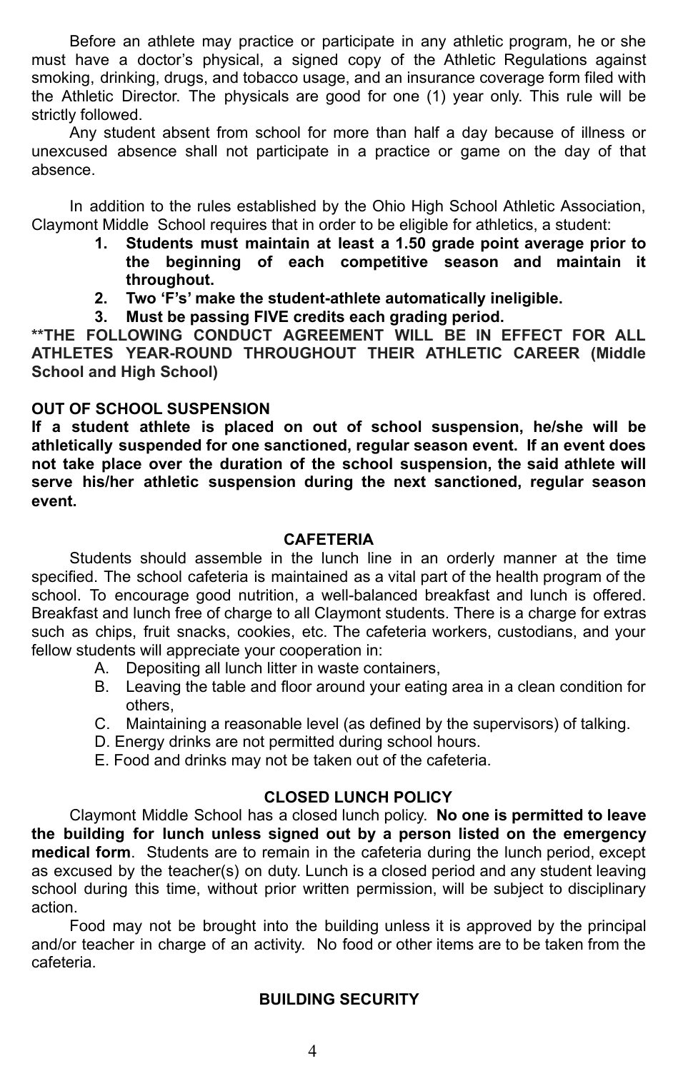Before an athlete may practice or participate in any athletic program, he or she must have a doctor's physical, a signed copy of the Athletic Regulations against smoking, drinking, drugs, and tobacco usage, and an insurance coverage form filed with the Athletic Director. The physicals are good for one (1) year only. This rule will be strictly followed.

Any student absent from school for more than half a day because of illness or unexcused absence shall not participate in a practice or game on the day of that absence.

In addition to the rules established by the Ohio High School Athletic Association, Claymont Middle School requires that in order to be eligible for athletics, a student:

1. **Students must maintain at least a 1.50 grade point average prior to the beginning of each competitive season and maintain it throughout.**
2. **Two 'F's' make the student-athlete automatically ineligible.**
3. **Must be passing FIVE credits each grading period.**

****THE FOLLOWING CONDUCT AGREEMENT WILL BE IN EFFECT FOR ALL ATHLETES YEAR-ROUND THROUGHOUT THEIR ATHLETIC CAREER (Middle School and High School)**

**OUT OF SCHOOL SUSPENSION**

**If a student athlete is placed on out of school suspension, he/she will be athletically suspended for one sanctioned, regular season event. If an event does not take place over the duration of the school suspension, the said athlete will serve his/her athletic suspension during the next sanctioned, regular season event.**

## CAFETERIA

Students should assemble in the lunch line in an orderly manner at the time specified. The school cafeteria is maintained as a vital part of the health program of the school. To encourage good nutrition, a well-balanced breakfast and lunch is offered. Breakfast and lunch free of charge to all Claymont students. There is a charge for extras such as chips, fruit snacks, cookies, etc. The cafeteria workers, custodians, and your fellow students will appreciate your cooperation in:

A. Depositing all lunch litter in waste containers,
B. Leaving the table and floor around your eating area in a clean condition for others,
C. Maintaining a reasonable level (as defined by the supervisors) of talking.
D. Energy drinks are not permitted during school hours.
E. Food and drinks may not be taken out of the cafeteria.

## CLOSED LUNCH POLICY

Claymont Middle School has a closed lunch policy. **No one is permitted to leave the building for lunch unless signed out by a person listed on the emergency medical form**. Students are to remain in the cafeteria during the lunch period, except as excused by the teacher(s) on duty. Lunch is a closed period and any student leaving school during this time, without prior written permission, will be subject to disciplinary action.

Food may not be brought into the building unless it is approved by the principal and/or teacher in charge of an activity. No food or other items are to be taken from the cafeteria.

## BUILDING SECURITY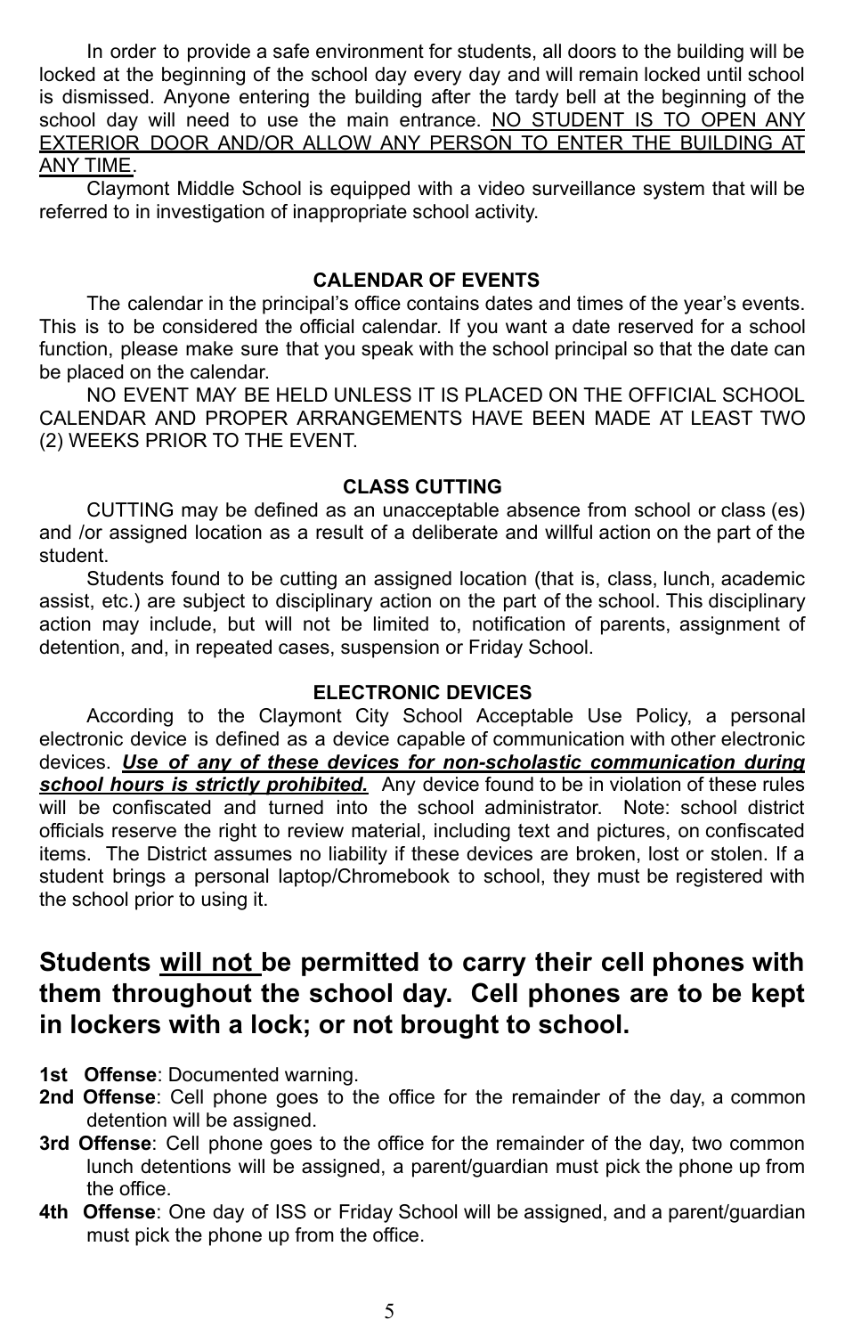In order to provide a safe environment for students, all doors to the building will be locked at the beginning of the school day every day and will remain locked until school is dismissed. Anyone entering the building after the tardy bell at the beginning of the school day will need to use the main entrance. <u>NO STUDENT IS TO OPEN ANY EXTERIOR DOOR AND/OR ALLOW ANY PERSON TO ENTER THE BUILDING AT ANY TIME</u>.

Claymont Middle School is equipped with a video surveillance system that will be referred to in investigation of inappropriate school activity.

### CALENDAR OF EVENTS

The calendar in the principal's office contains dates and times of the year's events. This is to be considered the official calendar. If you want a date reserved for a school function, please make sure that you speak with the school principal so that the date can be placed on the calendar.

NO EVENT MAY BE HELD UNLESS IT IS PLACED ON THE OFFICIAL SCHOOL CALENDAR AND PROPER ARRANGEMENTS HAVE BEEN MADE AT LEAST TWO (2) WEEKS PRIOR TO THE EVENT.

### CLASS CUTTING

CUTTING may be defined as an unacceptable absence from school or class (es) and /or assigned location as a result of a deliberate and willful action on the part of the student.

Students found to be cutting an assigned location (that is, class, lunch, academic assist, etc.) are subject to disciplinary action on the part of the school. This disciplinary action may include, but will not be limited to, notification of parents, assignment of detention, and, in repeated cases, suspension or Friday School.

### ELECTRONIC DEVICES

According to the Claymont City School Acceptable Use Policy, a personal electronic device is defined as a device capable of communication with other electronic devices. ***<u>Use of any of these devices for non-scholastic communication during school hours is strictly prohibited.</u>*** Any device found to be in violation of these rules will be confiscated and turned into the school administrator. Note: school district officials reserve the right to review material, including text and pictures, on confiscated items. The District assumes no liability if these devices are broken, lost or stolen. If a student brings a personal laptop/Chromebook to school, they must be registered with the school prior to using it.

## Students <u>will not</u> be permitted to carry their cell phones with them throughout the school day. Cell phones are to be kept in lockers with a lock; or not brought to school.

**1st Offense**: Documented warning.

**2nd Offense**: Cell phone goes to the office for the remainder of the day, a common detention will be assigned.

**3rd Offense**: Cell phone goes to the office for the remainder of the day, two common lunch detentions will be assigned, a parent/guardian must pick the phone up from the office.

**4th Offense**: One day of ISS or Friday School will be assigned, and a parent/guardian must pick the phone up from the office.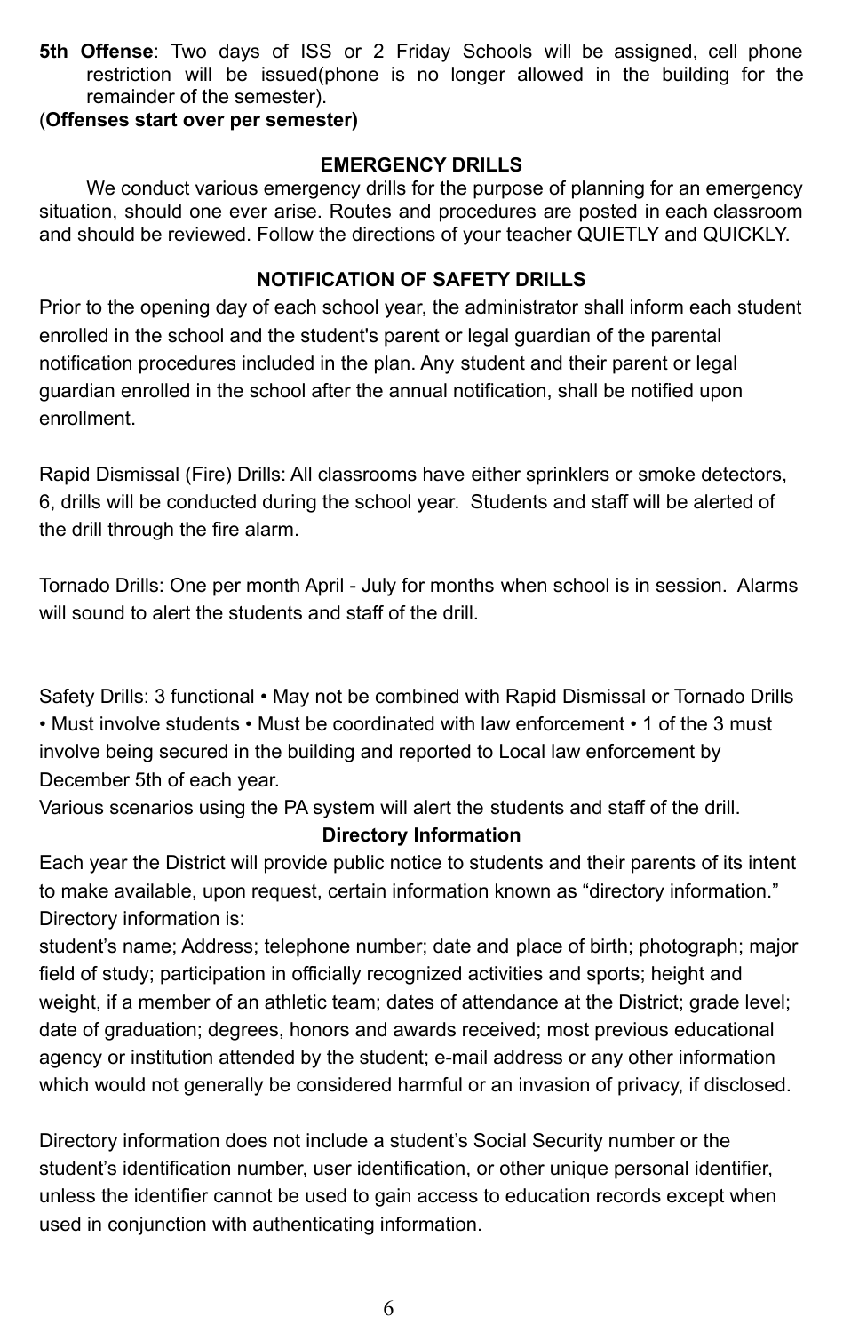**5th Offense**: Two days of ISS or 2 Friday Schools will be assigned, cell phone restriction will be issued(phone is no longer allowed in the building for the remainder of the semester).

(**Offenses start over per semester)**

## EMERGENCY DRILLS

We conduct various emergency drills for the purpose of planning for an emergency situation, should one ever arise. Routes and procedures are posted in each classroom and should be reviewed. Follow the directions of your teacher QUIETLY and QUICKLY.

## NOTIFICATION OF SAFETY DRILLS

Prior to the opening day of each school year, the administrator shall inform each student enrolled in the school and the student's parent or legal guardian of the parental notification procedures included in the plan. Any student and their parent or legal guardian enrolled in the school after the annual notification, shall be notified upon enrollment.

Rapid Dismissal (Fire) Drills: All classrooms have either sprinklers or smoke detectors, 6, drills will be conducted during the school year. Students and staff will be alerted of the drill through the fire alarm.

Tornado Drills: One per month April - July for months when school is in session. Alarms will sound to alert the students and staff of the drill.

Safety Drills: 3 functional • May not be combined with Rapid Dismissal or Tornado Drills • Must involve students • Must be coordinated with law enforcement • 1 of the 3 must involve being secured in the building and reported to Local law enforcement by December 5th of each year.

Various scenarios using the PA system will alert the students and staff of the drill.

## Directory Information

Each year the District will provide public notice to students and their parents of its intent to make available, upon request, certain information known as "directory information." Directory information is:

student's name; Address; telephone number; date and place of birth; photograph; major field of study; participation in officially recognized activities and sports; height and weight, if a member of an athletic team; dates of attendance at the District; grade level; date of graduation; degrees, honors and awards received; most previous educational agency or institution attended by the student; e-mail address or any other information which would not generally be considered harmful or an invasion of privacy, if disclosed.

Directory information does not include a student's Social Security number or the student's identification number, user identification, or other unique personal identifier, unless the identifier cannot be used to gain access to education records except when used in conjunction with authenticating information.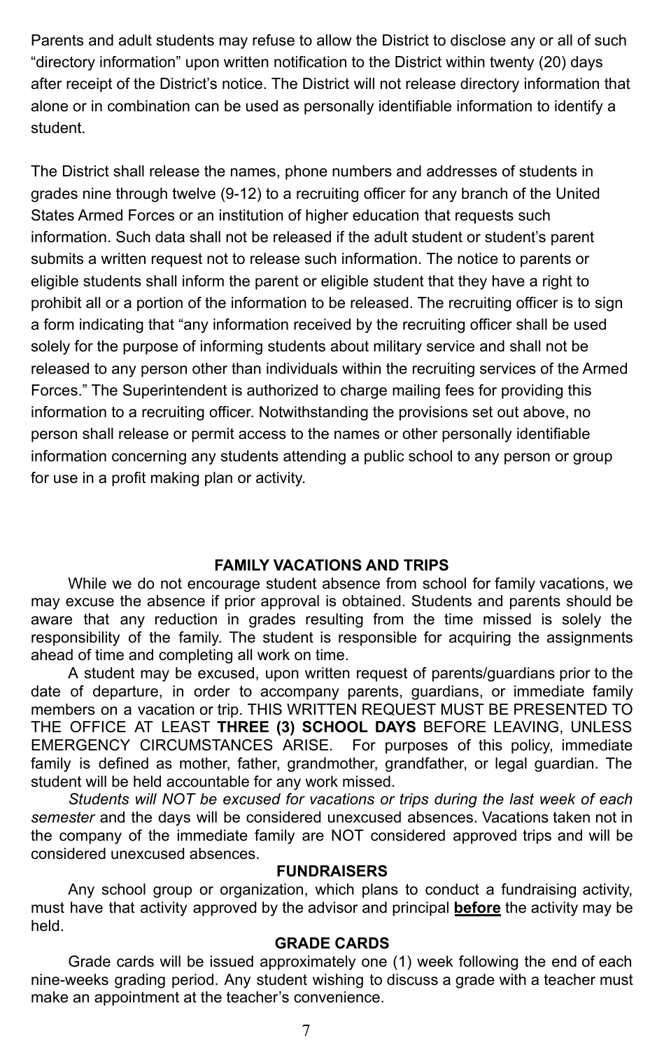Parents and adult students may refuse to allow the District to disclose any or all of such "directory information" upon written notification to the District within twenty (20) days after receipt of the District's notice. The District will not release directory information that alone or in combination can be used as personally identifiable information to identify a student.

The District shall release the names, phone numbers and addresses of students in grades nine through twelve (9-12) to a recruiting officer for any branch of the United States Armed Forces or an institution of higher education that requests such information. Such data shall not be released if the adult student or student's parent submits a written request not to release such information. The notice to parents or eligible students shall inform the parent or eligible student that they have a right to prohibit all or a portion of the information to be released. The recruiting officer is to sign a form indicating that "any information received by the recruiting officer shall be used solely for the purpose of informing students about military service and shall not be released to any person other than individuals within the recruiting services of the Armed Forces." The Superintendent is authorized to charge mailing fees for providing this information to a recruiting officer. Notwithstanding the provisions set out above, no person shall release or permit access to the names or other personally identifiable information concerning any students attending a public school to any person or group for use in a profit making plan or activity.

## FAMILY VACATIONS AND TRIPS

While we do not encourage student absence from school for family vacations, we may excuse the absence if prior approval is obtained. Students and parents should be aware that any reduction in grades resulting from the time missed is solely the responsibility of the family. The student is responsible for acquiring the assignments ahead of time and completing all work on time.

A student may be excused, upon written request of parents/guardians prior to the date of departure, in order to accompany parents, guardians, or immediate family members on a vacation or trip. THIS WRITTEN REQUEST MUST BE PRESENTED TO THE OFFICE AT LEAST **THREE (3) SCHOOL DAYS** BEFORE LEAVING, UNLESS EMERGENCY CIRCUMSTANCES ARISE. For purposes of this policy, immediate family is defined as mother, father, grandmother, grandfather, or legal guardian. The student will be held accountable for any work missed.

*Students will NOT be excused for vacations or trips during the last week of each semester* and the days will be considered unexcused absences. Vacations taken not in the company of the immediate family are NOT considered approved trips and will be considered unexcused absences.

## FUNDRAISERS

Any school group or organization, which plans to conduct a fundraising activity, must have that activity approved by the advisor and principal <u>**before**</u> the activity may be held.

## GRADE CARDS

Grade cards will be issued approximately one (1) week following the end of each nine-weeks grading period. Any student wishing to discuss a grade with a teacher must make an appointment at the teacher's convenience.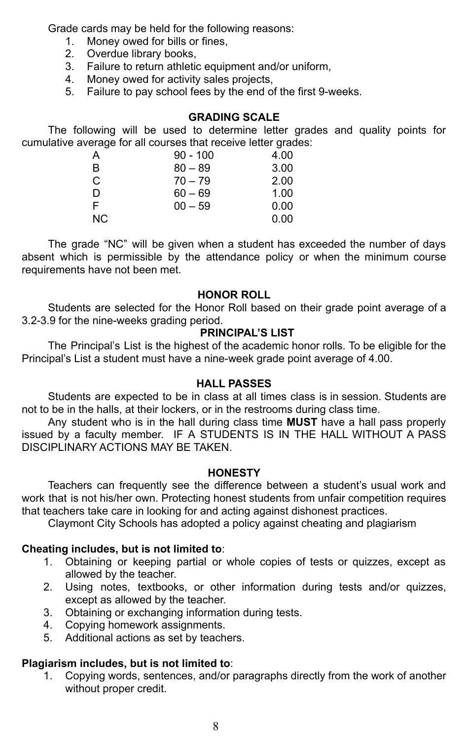Grade cards may be held for the following reasons:

1. Money owed for bills or fines,
2. Overdue library books,
3. Failure to return athletic equipment and/or uniform,
4. Money owed for activity sales projects,
5. Failure to pay school fees by the end of the first 9-weeks.

## GRADING SCALE

The following will be used to determine letter grades and quality points for cumulative average for all courses that receive letter grades:

| | | |
|---|---|---|
| A | 90 - 100 | 4.00 |
| B | 80 – 89 | 3.00 |
| C | 70 – 79 | 2.00 |
| D | 60 – 69 | 1.00 |
| F | 00 – 59 | 0.00 |
| NC | | 0.00 |

The grade "NC" will be given when a student has exceeded the number of days absent which is permissible by the attendance policy or when the minimum course requirements have not been met.

## HONOR ROLL

Students are selected for the Honor Roll based on their grade point average of a 3.2-3.9 for the nine-weeks grading period.

## PRINCIPAL'S LIST

The Principal's List is the highest of the academic honor rolls. To be eligible for the Principal's List a student must have a nine-week grade point average of 4.00.

## HALL PASSES

Students are expected to be in class at all times class is in session. Students are not to be in the halls, at their lockers, or in the restrooms during class time.

Any student who is in the hall during class time **MUST** have a hall pass properly issued by a faculty member. IF A STUDENTS IS IN THE HALL WITHOUT A PASS DISCIPLINARY ACTIONS MAY BE TAKEN.

## HONESTY

Teachers can frequently see the difference between a student's usual work and work that is not his/her own. Protecting honest students from unfair competition requires that teachers take care in looking for and acting against dishonest practices.

Claymont City Schools has adopted a policy against cheating and plagiarism

**Cheating includes, but is not limited to**:

1. Obtaining or keeping partial or whole copies of tests or quizzes, except as allowed by the teacher.
2. Using notes, textbooks, or other information during tests and/or quizzes, except as allowed by the teacher.
3. Obtaining or exchanging information during tests.
4. Copying homework assignments.
5. Additional actions as set by teachers.

**Plagiarism includes, but is not limited to**:

1. Copying words, sentences, and/or paragraphs directly from the work of another without proper credit.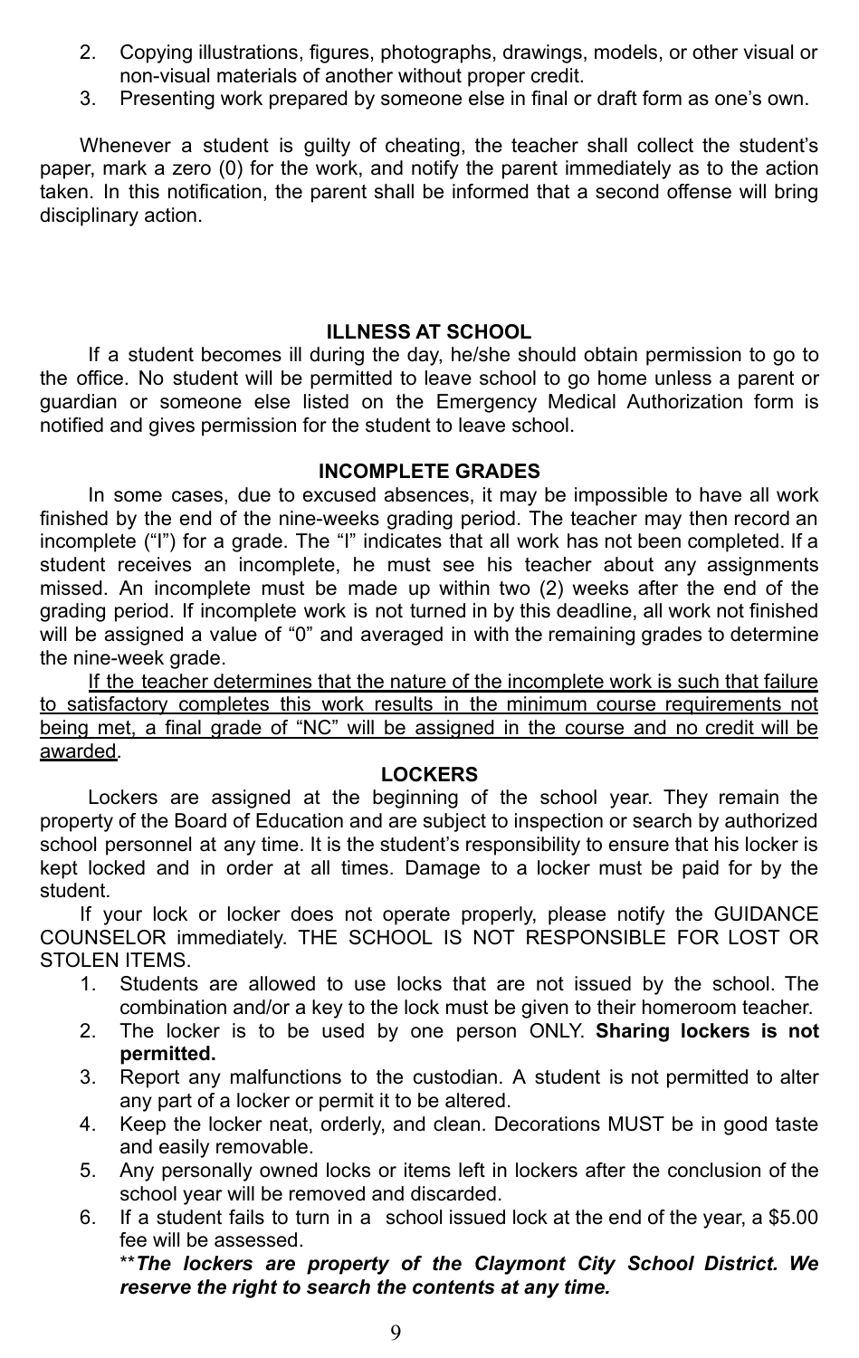2. Copying illustrations, figures, photographs, drawings, models, or other visual or non-visual materials of another without proper credit.
3. Presenting work prepared by someone else in final or draft form as one's own.

Whenever a student is guilty of cheating, the teacher shall collect the student's paper, mark a zero (0) for the work, and notify the parent immediately as to the action taken. In this notification, the parent shall be informed that a second offense will bring disciplinary action.

## ILLNESS AT SCHOOL

If a student becomes ill during the day, he/she should obtain permission to go to the office. No student will be permitted to leave school to go home unless a parent or guardian or someone else listed on the Emergency Medical Authorization form is notified and gives permission for the student to leave school.

## INCOMPLETE GRADES

In some cases, due to excused absences, it may be impossible to have all work finished by the end of the nine-weeks grading period. The teacher may then record an incomplete ("I") for a grade. The "I" indicates that all work has not been completed. If a student receives an incomplete, he must see his teacher about any assignments missed. An incomplete must be made up within two (2) weeks after the end of the grading period. If incomplete work is not turned in by this deadline, all work not finished will be assigned a value of "0" and averaged in with the remaining grades to determine the nine-week grade.

<u>If the teacher determines that the nature of the incomplete work is such that failure to satisfactory completes this work results in the minimum course requirements not being met, a final grade of "NC" will be assigned in the course and no credit will be awarded</u>.

## LOCKERS

Lockers are assigned at the beginning of the school year. They remain the property of the Board of Education and are subject to inspection or search by authorized school personnel at any time. It is the student's responsibility to ensure that his locker is kept locked and in order at all times. Damage to a locker must be paid for by the student.

If your lock or locker does not operate properly, please notify the GUIDANCE COUNSELOR immediately. THE SCHOOL IS NOT RESPONSIBLE FOR LOST OR STOLEN ITEMS.

1. Students are allowed to use locks that are not issued by the school. The combination and/or a key to the lock must be given to their homeroom teacher.
2. The locker is to be used by one person ONLY. **Sharing lockers is not permitted.**
3. Report any malfunctions to the custodian. A student is not permitted to alter any part of a locker or permit it to be altered.
4. Keep the locker neat, orderly, and clean. Decorations MUST be in good taste and easily removable.
5. Any personally owned locks or items left in lockers after the conclusion of the school year will be removed and discarded.
6. If a student fails to turn in a school issued lock at the end of the year, a $5.00 fee will be assessed.

   ***\*The lockers are property of the Claymont City School District. We reserve the right to search the contents at any time.***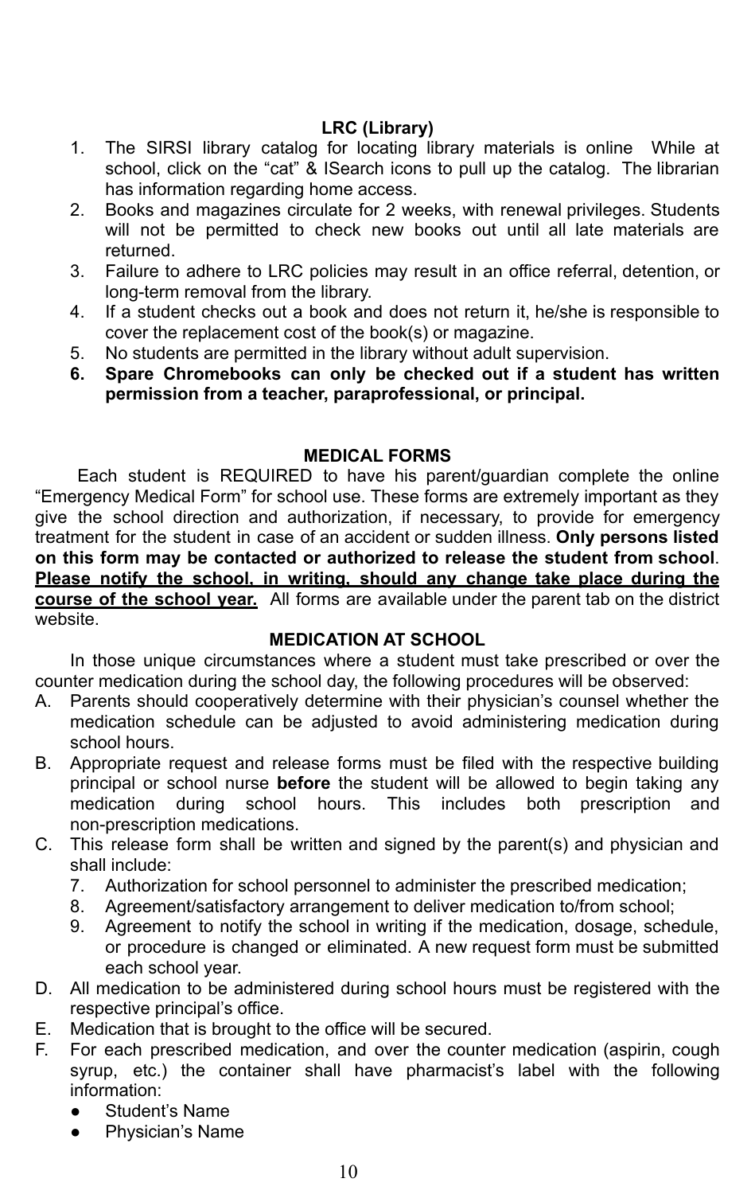## LRC (Library)

1. The SIRSI library catalog for locating library materials is online  While at school, click on the "cat" & ISearch icons to pull up the catalog.  The librarian has information regarding home access.
2. Books and magazines circulate for 2 weeks, with renewal privileges. Students will not be permitted to check new books out until all late materials are returned.
3. Failure to adhere to LRC policies may result in an office referral, detention, or long-term removal from the library.
4. If a student checks out a book and does not return it, he/she is responsible to cover the replacement cost of the book(s) or magazine.
5. No students are permitted in the library without adult supervision.
6. **Spare Chromebooks can only be checked out if a student has written permission from a teacher, paraprofessional, or principal.**

## MEDICAL FORMS

Each student is REQUIRED to have his parent/guardian complete the online "Emergency Medical Form" for school use. These forms are extremely important as they give the school direction and authorization, if necessary, to provide for emergency treatment for the student in case of an accident or sudden illness. **Only persons listed on this form may be contacted or authorized to release the student from school**. **<u>Please notify the school, in writing, should any change take place during the course of the school year.</u>** All forms are available under the parent tab on the district website.

## MEDICATION AT SCHOOL

In those unique circumstances where a student must take prescribed or over the counter medication during the school day, the following procedures will be observed:

A. Parents should cooperatively determine with their physician's counsel whether the medication schedule can be adjusted to avoid administering medication during school hours.

B. Appropriate request and release forms must be filed with the respective building principal or school nurse **before** the student will be allowed to begin taking any medication during school hours. This includes both prescription and non-prescription medications.

C. This release form shall be written and signed by the parent(s) and physician and shall include:

   7. Authorization for school personnel to administer the prescribed medication;
   8. Agreement/satisfactory arrangement to deliver medication to/from school;
   9. Agreement to notify the school in writing if the medication, dosage, schedule, or procedure is changed or eliminated. A new request form must be submitted each school year.

D. All medication to be administered during school hours must be registered with the respective principal's office.

E. Medication that is brought to the office will be secured.

F. For each prescribed medication, and over the counter medication (aspirin, cough syrup, etc.) the container shall have pharmacist's label with the following information:

   - Student's Name
   - Physician's Name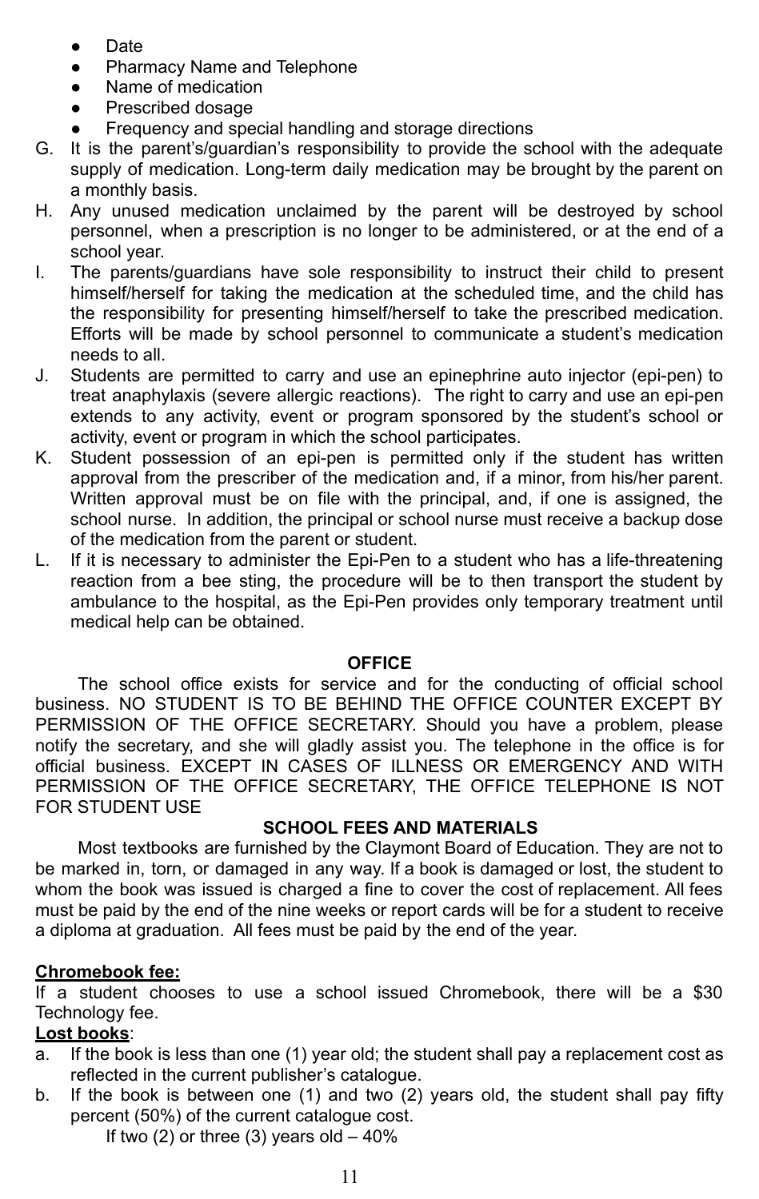- Date
- Pharmacy Name and Telephone
- Name of medication
- Prescribed dosage
- Frequency and special handling and storage directions

G. It is the parent's/guardian's responsibility to provide the school with the adequate supply of medication. Long-term daily medication may be brought by the parent on a monthly basis.

H. Any unused medication unclaimed by the parent will be destroyed by school personnel, when a prescription is no longer to be administered, or at the end of a school year.

I. The parents/guardians have sole responsibility to instruct their child to present himself/herself for taking the medication at the scheduled time, and the child has the responsibility for presenting himself/herself to take the prescribed medication. Efforts will be made by school personnel to communicate a student's medication needs to all.

J. Students are permitted to carry and use an epinephrine auto injector (epi-pen) to treat anaphylaxis (severe allergic reactions). The right to carry and use an epi-pen extends to any activity, event or program sponsored by the student's school or activity, event or program in which the school participates.

K. Student possession of an epi-pen is permitted only if the student has written approval from the prescriber of the medication and, if a minor, from his/her parent. Written approval must be on file with the principal, and, if one is assigned, the school nurse. In addition, the principal or school nurse must receive a backup dose of the medication from the parent or student.

L. If it is necessary to administer the Epi-Pen to a student who has a life-threatening reaction from a bee sting, the procedure will be to then transport the student by ambulance to the hospital, as the Epi-Pen provides only temporary treatment until medical help can be obtained.

## OFFICE

The school office exists for service and for the conducting of official school business. NO STUDENT IS TO BE BEHIND THE OFFICE COUNTER EXCEPT BY PERMISSION OF THE OFFICE SECRETARY. Should you have a problem, please notify the secretary, and she will gladly assist you. The telephone in the office is for official business. EXCEPT IN CASES OF ILLNESS OR EMERGENCY AND WITH PERMISSION OF THE OFFICE SECRETARY, THE OFFICE TELEPHONE IS NOT FOR STUDENT USE

## SCHOOL FEES AND MATERIALS

Most textbooks are furnished by the Claymont Board of Education. They are not to be marked in, torn, or damaged in any way. If a book is damaged or lost, the student to whom the book was issued is charged a fine to cover the cost of replacement. All fees must be paid by the end of the nine weeks or report cards will be for a student to receive a diploma at graduation. All fees must be paid by the end of the year.

**Chromebook fee:**

If a student chooses to use a school issued Chromebook, there will be a $30 Technology fee.

**Lost books**:

a. If the book is less than one (1) year old; the student shall pay a replacement cost as reflected in the current publisher's catalogue.

b. If the book is between one (1) and two (2) years old, the student shall pay fifty percent (50%) of the current catalogue cost.

If two (2) or three (3) years old – 40%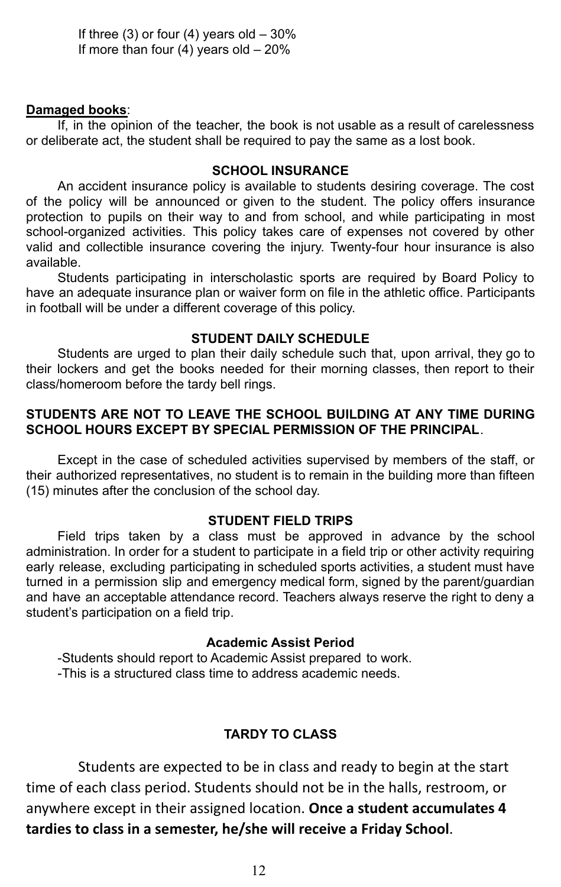If three (3) or four (4) years old – 30%
If more than four (4) years old – 20%

**Damaged books**:

If, in the opinion of the teacher, the book is not usable as a result of carelessness or deliberate act, the student shall be required to pay the same as a lost book.

## SCHOOL INSURANCE

An accident insurance policy is available to students desiring coverage. The cost of the policy will be announced or given to the student. The policy offers insurance protection to pupils on their way to and from school, and while participating in most school-organized activities. This policy takes care of expenses not covered by other valid and collectible insurance covering the injury. Twenty-four hour insurance is also available.

Students participating in interscholastic sports are required by Board Policy to have an adequate insurance plan or waiver form on file in the athletic office. Participants in football will be under a different coverage of this policy.

## STUDENT DAILY SCHEDULE

Students are urged to plan their daily schedule such that, upon arrival, they go to their lockers and get the books needed for their morning classes, then report to their class/homeroom before the tardy bell rings.

**STUDENTS ARE NOT TO LEAVE THE SCHOOL BUILDING AT ANY TIME DURING SCHOOL HOURS EXCEPT BY SPECIAL PERMISSION OF THE PRINCIPAL**.

Except in the case of scheduled activities supervised by members of the staff, or their authorized representatives, no student is to remain in the building more than fifteen (15) minutes after the conclusion of the school day.

## STUDENT FIELD TRIPS

Field trips taken by a class must be approved in advance by the school administration. In order for a student to participate in a field trip or other activity requiring early release, excluding participating in scheduled sports activities, a student must have turned in a permission slip and emergency medical form, signed by the parent/guardian and have an acceptable attendance record. Teachers always reserve the right to deny a student's participation on a field trip.

### Academic Assist Period

-Students should report to Academic Assist prepared to work.
-This is a structured class time to address academic needs.

## TARDY TO CLASS

Students are expected to be in class and ready to begin at the start time of each class period. Students should not be in the halls, restroom, or anywhere except in their assigned location. **Once a student accumulates 4 tardies to class in a semester, he/she will receive a Friday School**.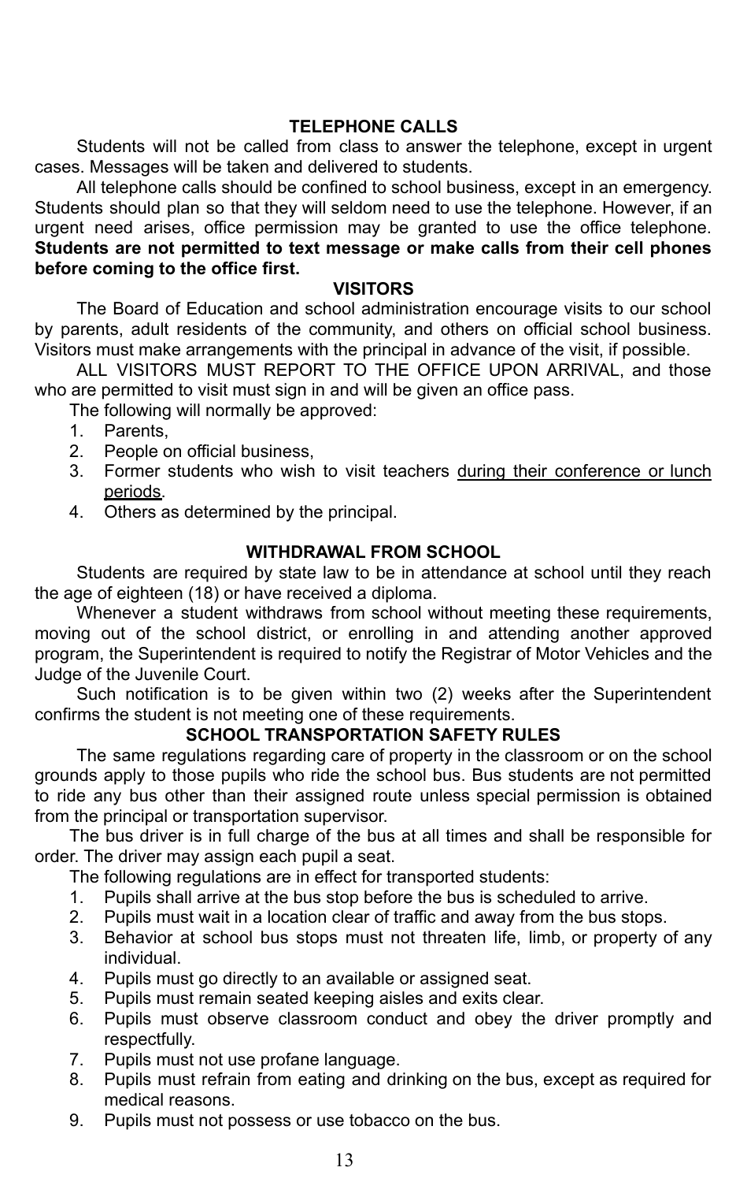## TELEPHONE CALLS

Students will not be called from class to answer the telephone, except in urgent cases. Messages will be taken and delivered to students.

All telephone calls should be confined to school business, except in an emergency. Students should plan so that they will seldom need to use the telephone. However, if an urgent need arises, office permission may be granted to use the office telephone. **Students are not permitted to text message or make calls from their cell phones before coming to the office first.**

## VISITORS

The Board of Education and school administration encourage visits to our school by parents, adult residents of the community, and others on official school business. Visitors must make arrangements with the principal in advance of the visit, if possible.

ALL VISITORS MUST REPORT TO THE OFFICE UPON ARRIVAL, and those who are permitted to visit must sign in and will be given an office pass.

The following will normally be approved:

1. Parents,
2. People on official business,
3. Former students who wish to visit teachers <u>during their conference or lunch periods</u>.
4. Others as determined by the principal.

## WITHDRAWAL FROM SCHOOL

Students are required by state law to be in attendance at school until they reach the age of eighteen (18) or have received a diploma.

Whenever a student withdraws from school without meeting these requirements, moving out of the school district, or enrolling in and attending another approved program, the Superintendent is required to notify the Registrar of Motor Vehicles and the Judge of the Juvenile Court.

Such notification is to be given within two (2) weeks after the Superintendent confirms the student is not meeting one of these requirements.

## SCHOOL TRANSPORTATION SAFETY RULES

The same regulations regarding care of property in the classroom or on the school grounds apply to those pupils who ride the school bus. Bus students are not permitted to ride any bus other than their assigned route unless special permission is obtained from the principal or transportation supervisor.

The bus driver is in full charge of the bus at all times and shall be responsible for order. The driver may assign each pupil a seat.

The following regulations are in effect for transported students:

1. Pupils shall arrive at the bus stop before the bus is scheduled to arrive.
2. Pupils must wait in a location clear of traffic and away from the bus stops.
3. Behavior at school bus stops must not threaten life, limb, or property of any individual.
4. Pupils must go directly to an available or assigned seat.
5. Pupils must remain seated keeping aisles and exits clear.
6. Pupils must observe classroom conduct and obey the driver promptly and respectfully.
7. Pupils must not use profane language.
8. Pupils must refrain from eating and drinking on the bus, except as required for medical reasons.
9. Pupils must not possess or use tobacco on the bus.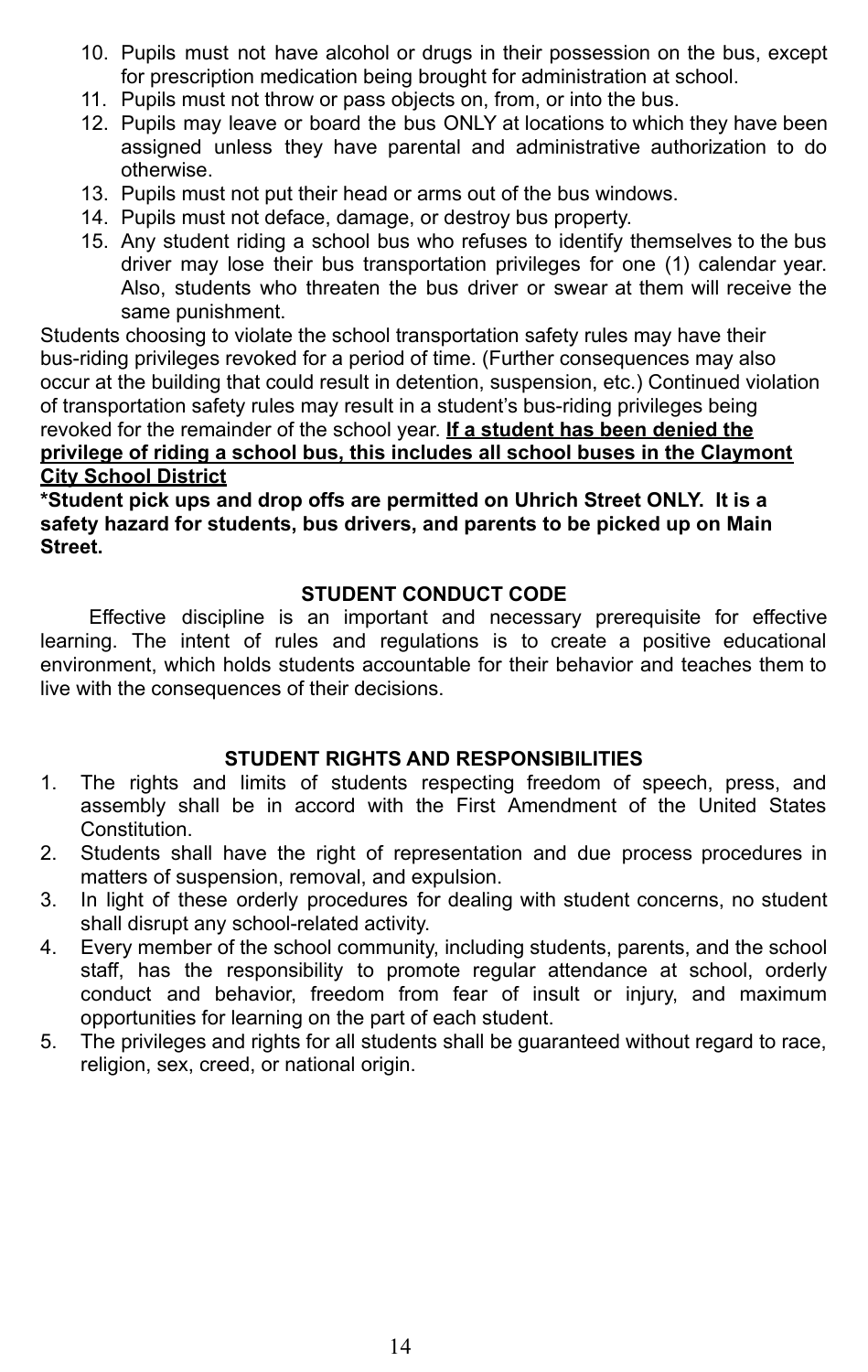10. Pupils must not have alcohol or drugs in their possession on the bus, except for prescription medication being brought for administration at school.
11. Pupils must not throw or pass objects on, from, or into the bus.
12. Pupils may leave or board the bus ONLY at locations to which they have been assigned unless they have parental and administrative authorization to do otherwise.
13. Pupils must not put their head or arms out of the bus windows.
14. Pupils must not deface, damage, or destroy bus property.
15. Any student riding a school bus who refuses to identify themselves to the bus driver may lose their bus transportation privileges for one (1) calendar year. Also, students who threaten the bus driver or swear at them will receive the same punishment.

Students choosing to violate the school transportation safety rules may have their bus-riding privileges revoked for a period of time. (Further consequences may also occur at the building that could result in detention, suspension, etc.) Continued violation of transportation safety rules may result in a student's bus-riding privileges being revoked for the remainder of the school year. **If a student has been denied the privilege of riding a school bus, this includes all school buses in the Claymont City School District**

**\*Student pick ups and drop offs are permitted on Uhrich Street ONLY. It is a safety hazard for students, bus drivers, and parents to be picked up on Main Street.**

## STUDENT CONDUCT CODE

Effective discipline is an important and necessary prerequisite for effective learning. The intent of rules and regulations is to create a positive educational environment, which holds students accountable for their behavior and teaches them to live with the consequences of their decisions.

## STUDENT RIGHTS AND RESPONSIBILITIES

1. The rights and limits of students respecting freedom of speech, press, and assembly shall be in accord with the First Amendment of the United States Constitution.
2. Students shall have the right of representation and due process procedures in matters of suspension, removal, and expulsion.
3. In light of these orderly procedures for dealing with student concerns, no student shall disrupt any school-related activity.
4. Every member of the school community, including students, parents, and the school staff, has the responsibility to promote regular attendance at school, orderly conduct and behavior, freedom from fear of insult or injury, and maximum opportunities for learning on the part of each student.
5. The privileges and rights for all students shall be guaranteed without regard to race, religion, sex, creed, or national origin.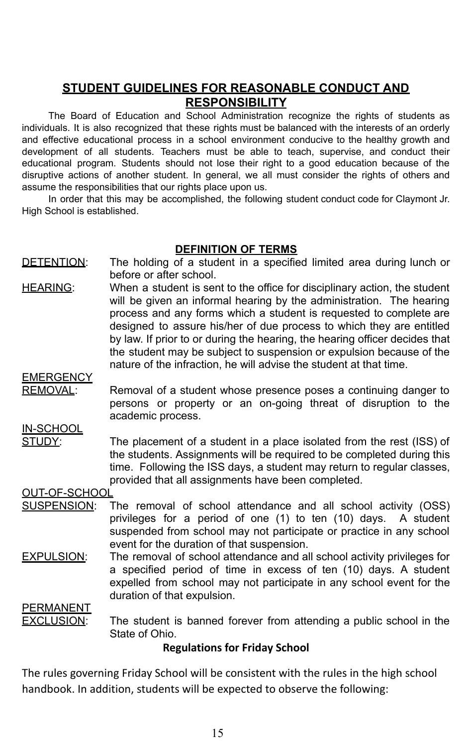## STUDENT GUIDELINES FOR REASONABLE CONDUCT AND RESPONSIBILITY

The Board of Education and School Administration recognize the rights of students as individuals. It is also recognized that these rights must be balanced with the interests of an orderly and effective educational process in a school environment conducive to the healthy growth and development of all students. Teachers must be able to teach, supervise, and conduct their educational program. Students should not lose their right to a good education because of the disruptive actions of another student. In general, we all must consider the rights of others and assume the responsibilities that our rights place upon us.

In order that this may be accomplished, the following student conduct code for Claymont Jr. High School is established.

### DEFINITION OF TERMS

**DETENTION**: The holding of a student in a specified limited area during lunch or before or after school.

**HEARING**: When a student is sent to the office for disciplinary action, the student will be given an informal hearing by the administration. The hearing process and any forms which a student is requested to complete are designed to assure his/her of due process to which they are entitled by law. If prior to or during the hearing, the hearing officer decides that the student may be subject to suspension or expulsion because of the nature of the infraction, he will advise the student at that time.

**EMERGENCY REMOVAL**: Removal of a student whose presence poses a continuing danger to persons or property or an on-going threat of disruption to the academic process.

**IN-SCHOOL STUDY**: The placement of a student in a place isolated from the rest (ISS) of the students. Assignments will be required to be completed during this time. Following the ISS days, a student may return to regular classes, provided that all assignments have been completed.

**OUT-OF-SCHOOL SUSPENSION**: The removal of school attendance and all school activity (OSS) privileges for a period of one (1) to ten (10) days. A student suspended from school may not participate or practice in any school event for the duration of that suspension.

**EXPULSION**: The removal of school attendance and all school activity privileges for a specified period of time in excess of ten (10) days. A student expelled from school may not participate in any school event for the duration of that expulsion.

**PERMANENT EXCLUSION**: The student is banned forever from attending a public school in the State of Ohio.

### Regulations for Friday School

The rules governing Friday School will be consistent with the rules in the high school handbook. In addition, students will be expected to observe the following: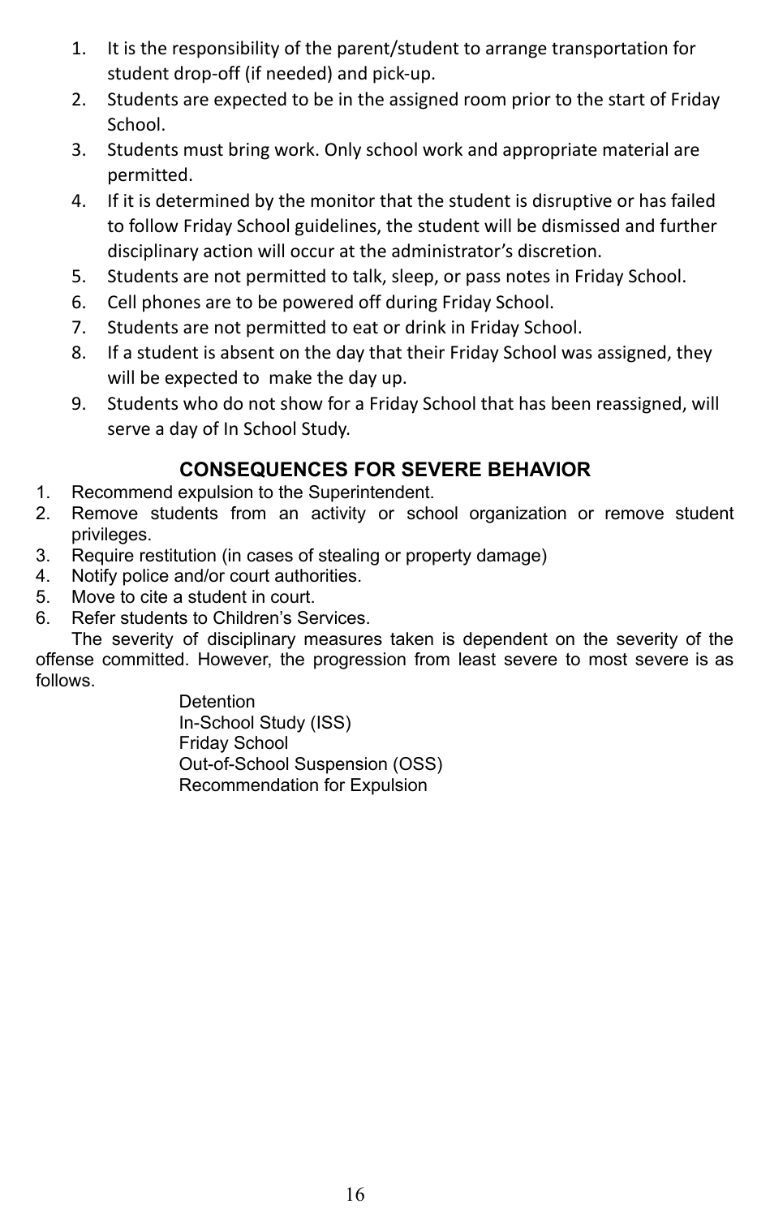1. It is the responsibility of the parent/student to arrange transportation for student drop-off (if needed) and pick-up.
2. Students are expected to be in the assigned room prior to the start of Friday School.
3. Students must bring work. Only school work and appropriate material are permitted.
4. If it is determined by the monitor that the student is disruptive or has failed to follow Friday School guidelines, the student will be dismissed and further disciplinary action will occur at the administrator's discretion.
5. Students are not permitted to talk, sleep, or pass notes in Friday School.
6. Cell phones are to be powered off during Friday School.
7. Students are not permitted to eat or drink in Friday School.
8. If a student is absent on the day that their Friday School was assigned, they will be expected to make the day up.
9. Students who do not show for a Friday School that has been reassigned, will serve a day of In School Study.

## CONSEQUENCES FOR SEVERE BEHAVIOR

1. Recommend expulsion to the Superintendent.
2. Remove students from an activity or school organization or remove student privileges.
3. Require restitution (in cases of stealing or property damage)
4. Notify police and/or court authorities.
5. Move to cite a student in court.
6. Refer students to Children's Services.

The severity of disciplinary measures taken is dependent on the severity of the offense committed. However, the progression from least severe to most severe is as follows.

Detention
In-School Study (ISS)
Friday School
Out-of-School Suspension (OSS)
Recommendation for Expulsion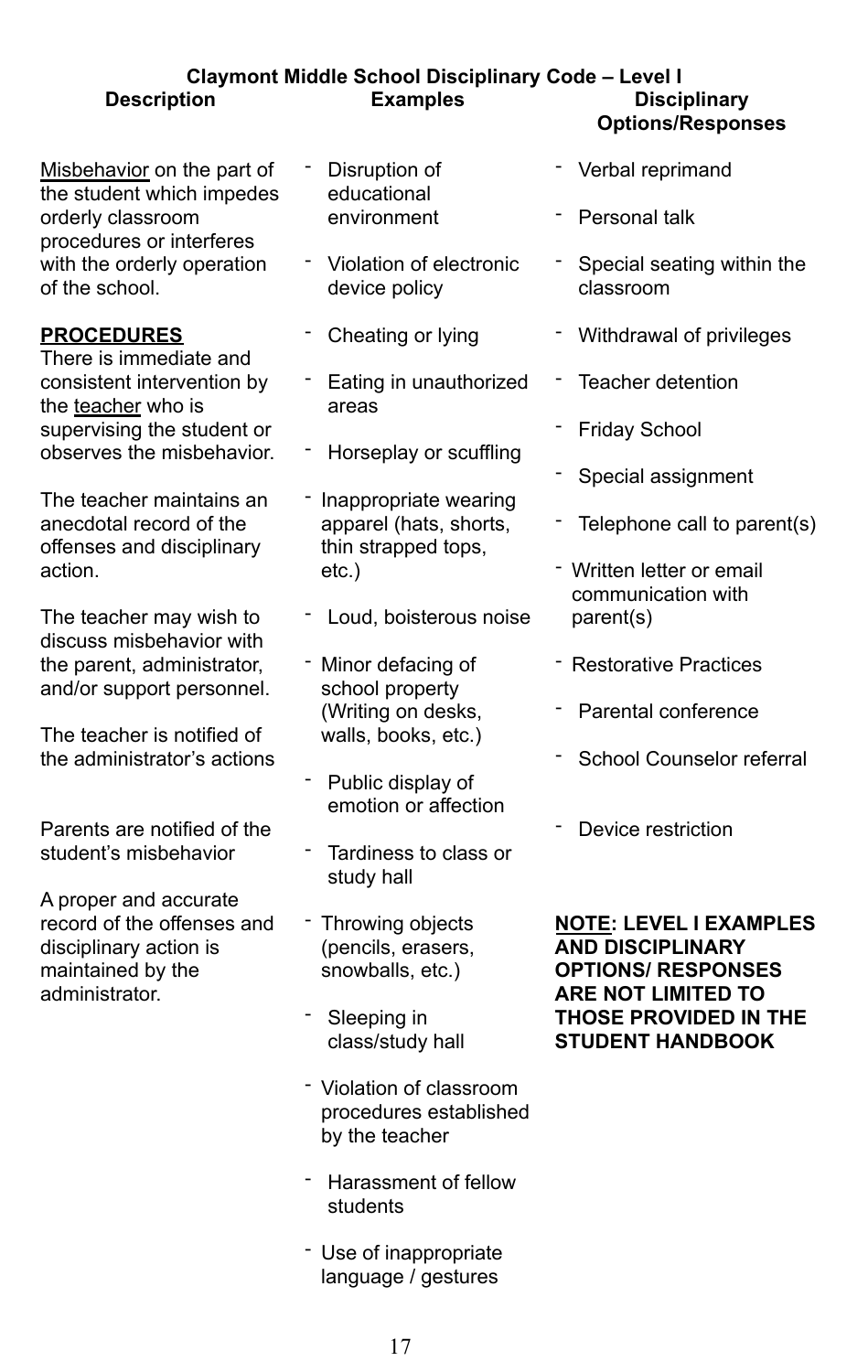## Claymont Middle School Disciplinary Code – Level I

### Description

Misbehavior on the part of the student which impedes orderly classroom procedures or interferes with the orderly operation of the school.

**PROCEDURES**

There is immediate and consistent intervention by the teacher who is supervising the student or observes the misbehavior.

The teacher maintains an anecdotal record of the offenses and disciplinary action.

The teacher may wish to discuss misbehavior with the parent, administrator, and/or support personnel.

The teacher is notified of the administrator's actions

Parents are notified of the student's misbehavior

A proper and accurate record of the offenses and disciplinary action is maintained by the administrator.

### Examples

- Disruption of educational environment
- Violation of electronic device policy
- Cheating or lying
- Eating in unauthorized areas
- Horseplay or scuffling
- Inappropriate wearing apparel (hats, shorts, thin strapped tops, etc.)
- Loud, boisterous noise
- Minor defacing of school property (Writing on desks, walls, books, etc.)
- Public display of emotion or affection
- Tardiness to class or study hall
- Throwing objects (pencils, erasers, snowballs, etc.)
- Sleeping in class/study hall
- Violation of classroom procedures established by the teacher
- Harassment of fellow students
- Use of inappropriate language / gestures

### Disciplinary Options/Responses

- Verbal reprimand
- Personal talk
- Special seating within the classroom
- Withdrawal of privileges
- Teacher detention
- Friday School
- Special assignment
- Telephone call to parent(s)
- Written letter or email communication with parent(s)
- Restorative Practices
- Parental conference
- School Counselor referral
- Device restriction

**NOTE: LEVEL I EXAMPLES AND DISCIPLINARY OPTIONS/ RESPONSES ARE NOT LIMITED TO THOSE PROVIDED IN THE STUDENT HANDBOOK**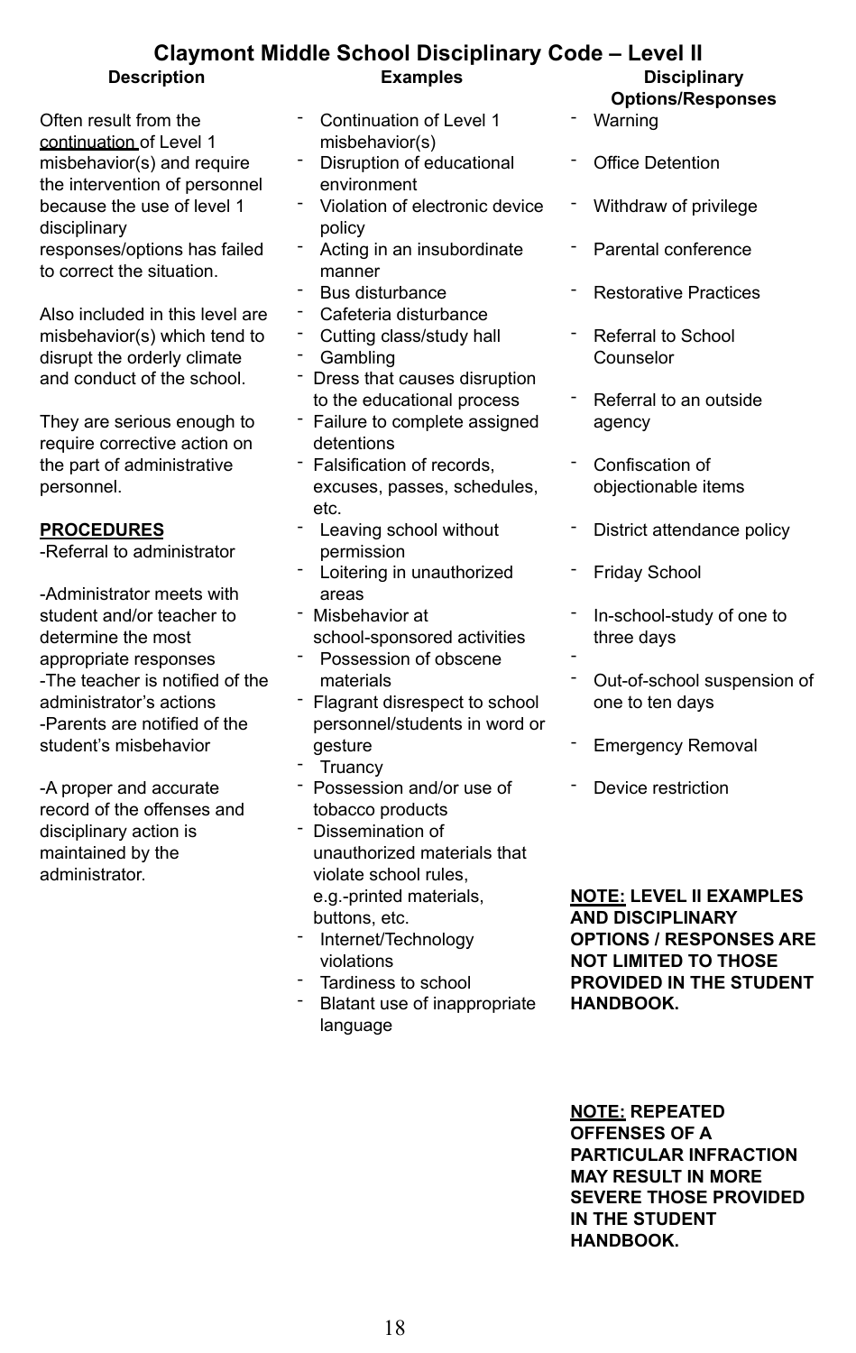# Claymont Middle School Disciplinary Code – Level II

**Description**

Often result from the continuation of Level 1 misbehavior(s) and require the intervention of personnel because the use of level 1 disciplinary responses/options has failed to correct the situation.

Also included in this level are misbehavior(s) which tend to disrupt the orderly climate and conduct of the school.

They are serious enough to require corrective action on the part of administrative personnel.

**PROCEDURES**

-Referral to administrator

-Administrator meets with student and/or teacher to determine the most appropriate responses
-The teacher is notified of the administrator's actions
-Parents are notified of the student's misbehavior

-A proper and accurate record of the offenses and disciplinary action is maintained by the administrator.

**Examples**

- Continuation of Level 1 misbehavior(s)
- Disruption of educational environment
- Violation of electronic device policy
- Acting in an insubordinate manner
- Bus disturbance
- Cafeteria disturbance
- Cutting class/study hall
- Gambling
- Dress that causes disruption to the educational process
- Failure to complete assigned detentions
- Falsification of records, excuses, passes, schedules, etc.
- Leaving school without permission
- Loitering in unauthorized areas
- Misbehavior at school-sponsored activities
- Possession of obscene materials
- Flagrant disrespect to school personnel/students in word or gesture
- Truancy
- Possession and/or use of tobacco products
- Dissemination of unauthorized materials that violate school rules, e.g.-printed materials, buttons, etc.
- Internet/Technology violations
- Tardiness to school
- Blatant use of inappropriate language

**Disciplinary Options/Responses**

- Warning
- Office Detention
- Withdraw of privilege
- Parental conference
- Restorative Practices
- Referral to School Counselor
- Referral to an outside agency
- Confiscation of objectionable items
- District attendance policy
- Friday School
- In-school-study of one to three days
- 
- Out-of-school suspension of one to ten days
- Emergency Removal
- Device restriction

**NOTE: LEVEL II EXAMPLES AND DISCIPLINARY OPTIONS / RESPONSES ARE NOT LIMITED TO THOSE PROVIDED IN THE STUDENT HANDBOOK.**

**NOTE: REPEATED OFFENSES OF A PARTICULAR INFRACTION MAY RESULT IN MORE SEVERE THOSE PROVIDED IN THE STUDENT HANDBOOK.**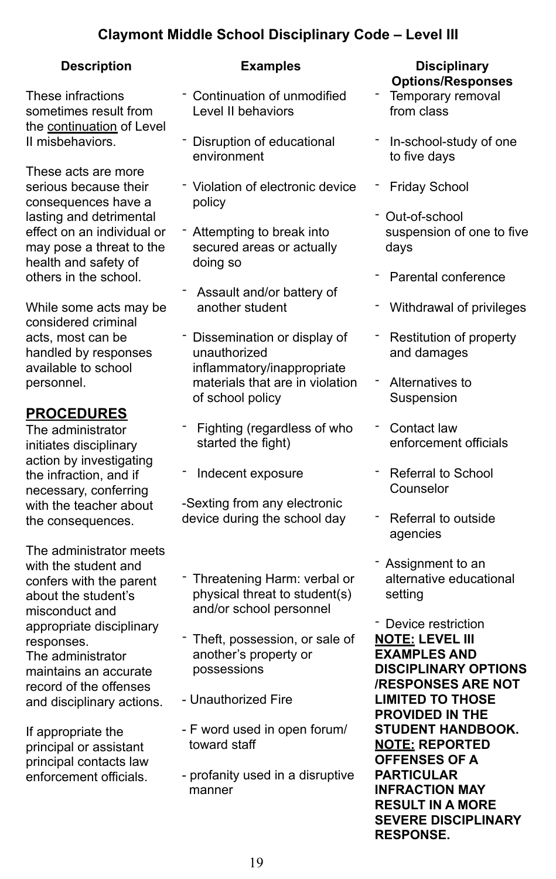# Claymont Middle School Disciplinary Code – Level III

### Description

These infractions sometimes result from the continuation of Level II misbehaviors.

These acts are more serious because their consequences have a lasting and detrimental effect on an individual or may pose a threat to the health and safety of others in the school.

While some acts may be considered criminal acts, most can be handled by responses available to school personnel.

## PROCEDURES

The administrator initiates disciplinary action by investigating the infraction, and if necessary, conferring with the teacher about the consequences.

The administrator meets with the student and confers with the parent about the student's misconduct and appropriate disciplinary responses.

The administrator maintains an accurate record of the offenses and disciplinary actions.

If appropriate the principal or assistant principal contacts law enforcement officials.

### Examples

- Continuation of unmodified Level II behaviors
- Disruption of educational environment
- Violation of electronic device policy
- Attempting to break into secured areas or actually doing so
- Assault and/or battery of another student
- Dissemination or display of unauthorized inflammatory/inappropriate materials that are in violation of school policy
- Fighting (regardless of who started the fight)
- Indecent exposure
- Sexting from any electronic device during the school day
- Threatening Harm: verbal or physical threat to student(s) and/or school personnel
- Theft, possession, or sale of another's property or possessions
- Unauthorized Fire
- F word used in open forum/ toward staff
- profanity used in a disruptive manner

### Disciplinary Options/Responses

- Temporary removal from class
- In-school-study of one to five days
- Friday School
- Out-of-school suspension of one to five days
- Parental conference
- Withdrawal of privileges
- Restitution of property and damages
- Alternatives to Suspension
- Contact law enforcement officials
- Referral to School Counselor
- Referral to outside agencies
- Assignment to an alternative educational setting
- Device restriction

**NOTE: LEVEL III EXAMPLES AND DISCIPLINARY OPTIONS /RESPONSES ARE NOT LIMITED TO THOSE PROVIDED IN THE STUDENT HANDBOOK.**

**NOTE: REPORTED OFFENSES OF A PARTICULAR INFRACTION MAY RESULT IN A MORE SEVERE DISCIPLINARY RESPONSE.**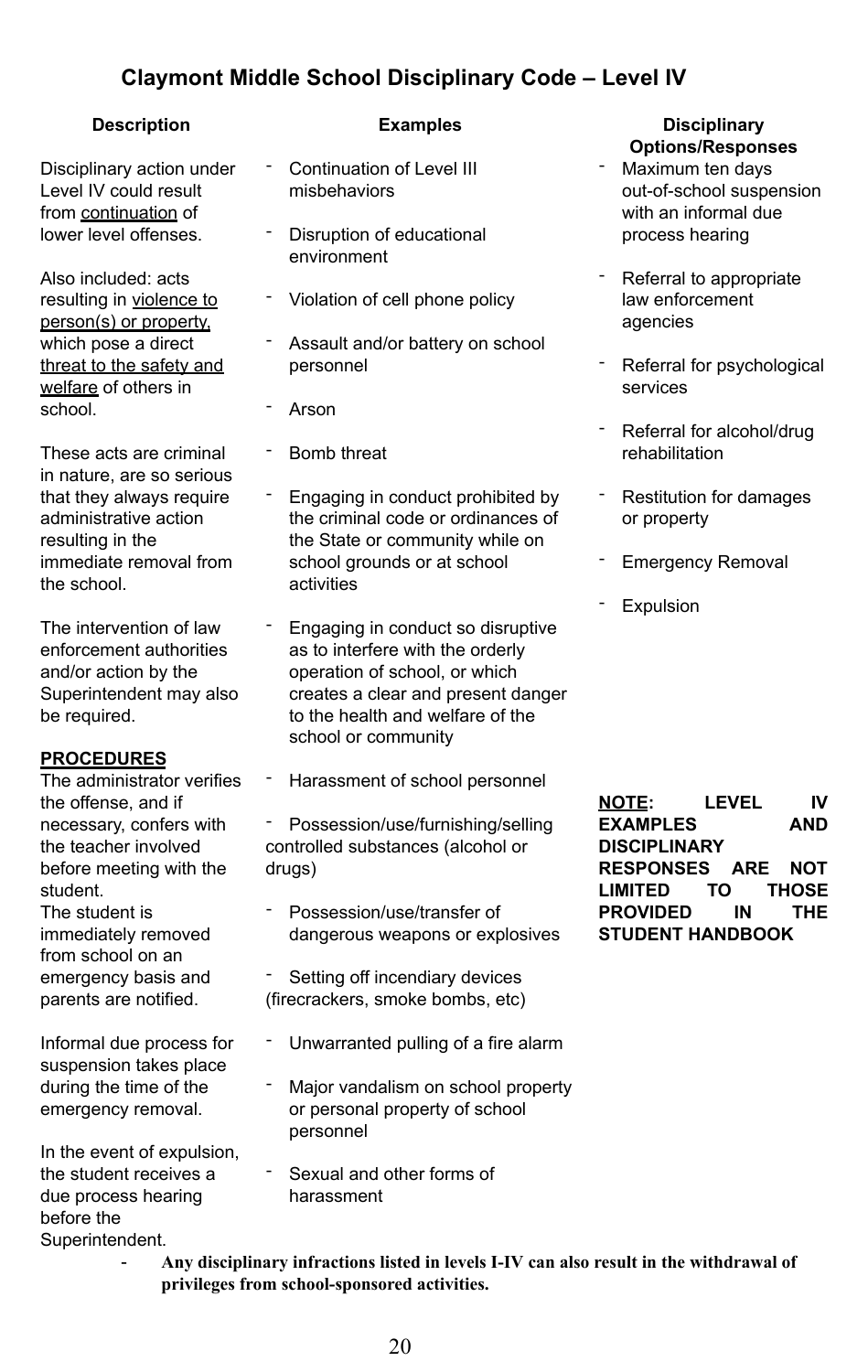# Claymont Middle School Disciplinary Code – Level IV

## Description

Disciplinary action under Level IV could result from continuation of lower level offenses.

Also included: acts resulting in violence to person(s) or property, which pose a direct threat to the safety and welfare of others in school.

These acts are criminal in nature, are so serious that they always require administrative action resulting in the immediate removal from the school.

The intervention of law enforcement authorities and/or action by the Superintendent may also be required.

**PROCEDURES**

The administrator verifies the offense, and if necessary, confers with the teacher involved before meeting with the student.

The student is immediately removed from school on an emergency basis and parents are notified.

Informal due process for suspension takes place during the time of the emergency removal.

In the event of expulsion, the student receives a due process hearing before the Superintendent.

## Examples

- Continuation of Level III misbehaviors
- Disruption of educational environment
- Violation of cell phone policy
- Assault and/or battery on school personnel
- Arson
- Bomb threat
- Engaging in conduct prohibited by the criminal code or ordinances of the State or community while on school grounds or at school activities
- Engaging in conduct so disruptive as to interfere with the orderly operation of school, or which creates a clear and present danger to the health and welfare of the school or community
- Harassment of school personnel
- Possession/use/furnishing/selling controlled substances (alcohol or drugs)
- Possession/use/transfer of dangerous weapons or explosives
- Setting off incendiary devices (firecrackers, smoke bombs, etc)
- Unwarranted pulling of a fire alarm
- Major vandalism on school property or personal property of school personnel
- Sexual and other forms of harassment

## Disciplinary Options/Responses

- Maximum ten days out-of-school suspension with an informal due process hearing
- Referral to appropriate law enforcement agencies
- Referral for psychological services
- Referral for alcohol/drug rehabilitation
- Restitution for damages or property
- Emergency Removal
- Expulsion

**NOTE: LEVEL IV EXAMPLES AND DISCIPLINARY RESPONSES ARE NOT LIMITED TO THOSE PROVIDED IN THE STUDENT HANDBOOK**

- **Any disciplinary infractions listed in levels I-IV can also result in the withdrawal of privileges from school-sponsored activities.**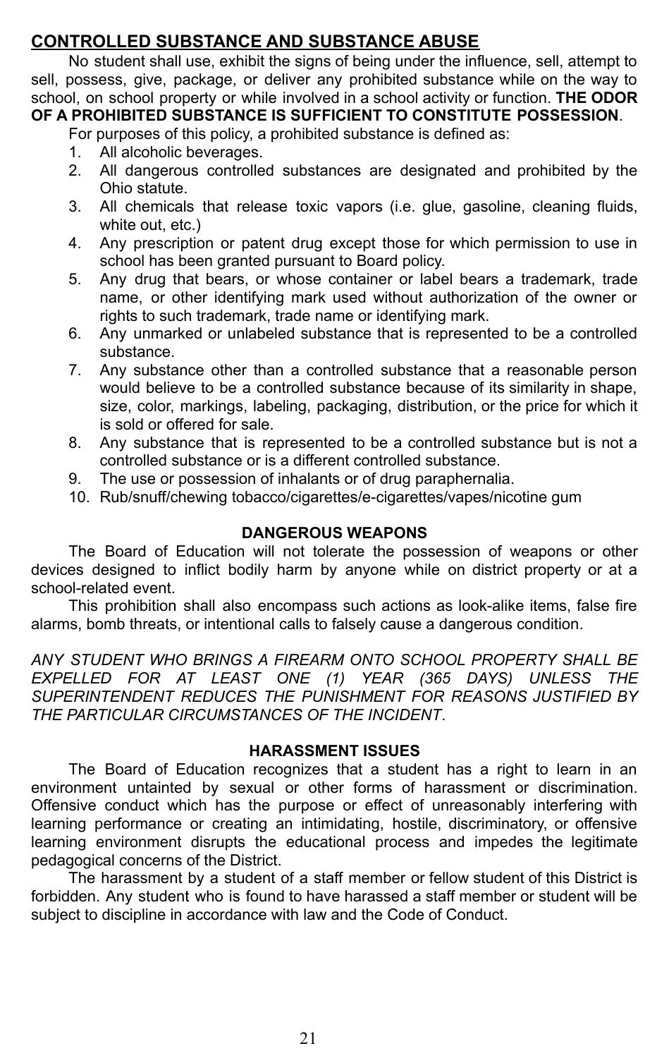## CONTROLLED SUBSTANCE AND SUBSTANCE ABUSE

No student shall use, exhibit the signs of being under the influence, sell, attempt to sell, possess, give, package, or deliver any prohibited substance while on the way to school, on school property or while involved in a school activity or function. **THE ODOR OF A PROHIBITED SUBSTANCE IS SUFFICIENT TO CONSTITUTE POSSESSION**.

For purposes of this policy, a prohibited substance is defined as:

1. All alcoholic beverages.
2. All dangerous controlled substances are designated and prohibited by the Ohio statute.
3. All chemicals that release toxic vapors (i.e. glue, gasoline, cleaning fluids, white out, etc.)
4. Any prescription or patent drug except those for which permission to use in school has been granted pursuant to Board policy.
5. Any drug that bears, or whose container or label bears a trademark, trade name, or other identifying mark used without authorization of the owner or rights to such trademark, trade name or identifying mark.
6. Any unmarked or unlabeled substance that is represented to be a controlled substance.
7. Any substance other than a controlled substance that a reasonable person would believe to be a controlled substance because of its similarity in shape, size, color, markings, labeling, packaging, distribution, or the price for which it is sold or offered for sale.
8. Any substance that is represented to be a controlled substance but is not a controlled substance or is a different controlled substance.
9. The use or possession of inhalants or of drug paraphernalia.
10. Rub/snuff/chewing tobacco/cigarettes/e-cigarettes/vapes/nicotine gum

### DANGEROUS WEAPONS

The Board of Education will not tolerate the possession of weapons or other devices designed to inflict bodily harm by anyone while on district property or at a school-related event.

This prohibition shall also encompass such actions as look-alike items, false fire alarms, bomb threats, or intentional calls to falsely cause a dangerous condition.

*ANY STUDENT WHO BRINGS A FIREARM ONTO SCHOOL PROPERTY SHALL BE EXPELLED FOR AT LEAST ONE (1) YEAR (365 DAYS) UNLESS THE SUPERINTENDENT REDUCES THE PUNISHMENT FOR REASONS JUSTIFIED BY THE PARTICULAR CIRCUMSTANCES OF THE INCIDENT*.

### HARASSMENT ISSUES

The Board of Education recognizes that a student has a right to learn in an environment untainted by sexual or other forms of harassment or discrimination. Offensive conduct which has the purpose or effect of unreasonably interfering with learning performance or creating an intimidating, hostile, discriminatory, or offensive learning environment disrupts the educational process and impedes the legitimate pedagogical concerns of the District.

The harassment by a student of a staff member or fellow student of this District is forbidden. Any student who is found to have harassed a staff member or student will be subject to discipline in accordance with law and the Code of Conduct.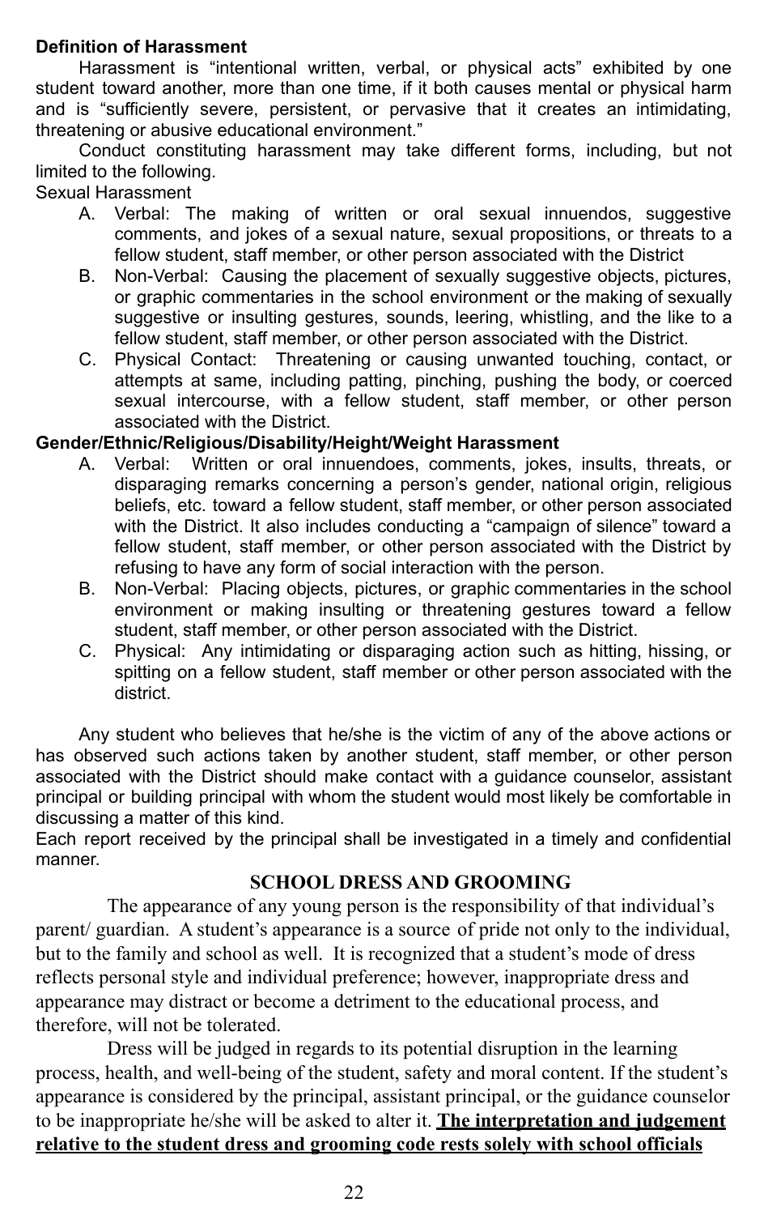**Definition of Harassment**

Harassment is "intentional written, verbal, or physical acts" exhibited by one student toward another, more than one time, if it both causes mental or physical harm and is "sufficiently severe, persistent, or pervasive that it creates an intimidating, threatening or abusive educational environment."

Conduct constituting harassment may take different forms, including, but not limited to the following.

Sexual Harassment

A. Verbal: The making of written or oral sexual innuendos, suggestive comments, and jokes of a sexual nature, sexual propositions, or threats to a fellow student, staff member, or other person associated with the District
B. Non-Verbal: Causing the placement of sexually suggestive objects, pictures, or graphic commentaries in the school environment or the making of sexually suggestive or insulting gestures, sounds, leering, whistling, and the like to a fellow student, staff member, or other person associated with the District.
C. Physical Contact: Threatening or causing unwanted touching, contact, or attempts at same, including patting, pinching, pushing the body, or coerced sexual intercourse, with a fellow student, staff member, or other person associated with the District.

**Gender/Ethnic/Religious/Disability/Height/Weight Harassment**

A. Verbal: Written or oral innuendoes, comments, jokes, insults, threats, or disparaging remarks concerning a person's gender, national origin, religious beliefs, etc. toward a fellow student, staff member, or other person associated with the District. It also includes conducting a "campaign of silence" toward a fellow student, staff member, or other person associated with the District by refusing to have any form of social interaction with the person.
B. Non-Verbal: Placing objects, pictures, or graphic commentaries in the school environment or making insulting or threatening gestures toward a fellow student, staff member, or other person associated with the District.
C. Physical: Any intimidating or disparaging action such as hitting, hissing, or spitting on a fellow student, staff member or other person associated with the district.

Any student who believes that he/she is the victim of any of the above actions or has observed such actions taken by another student, staff member, or other person associated with the District should make contact with a guidance counselor, assistant principal or building principal with whom the student would most likely be comfortable in discussing a matter of this kind.

Each report received by the principal shall be investigated in a timely and confidential manner.

## SCHOOL DRESS AND GROOMING

The appearance of any young person is the responsibility of that individual's parent/ guardian. A student's appearance is a source of pride not only to the individual, but to the family and school as well. It is recognized that a student's mode of dress reflects personal style and individual preference; however, inappropriate dress and appearance may distract or become a detriment to the educational process, and therefore, will not be tolerated.

Dress will be judged in regards to its potential disruption in the learning process, health, and well-being of the student, safety and moral content. If the student's appearance is considered by the principal, assistant principal, or the guidance counselor to be inappropriate he/she will be asked to alter it. **<u>The interpretation and judgement relative to the student dress and grooming code rests solely with school officials</u>**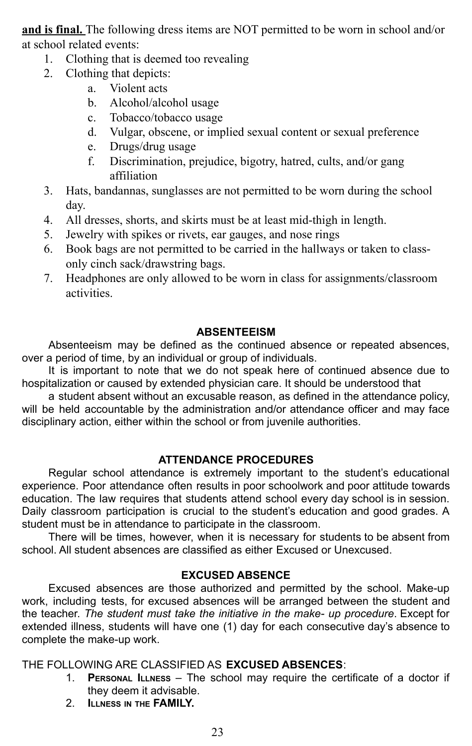**and is final.** The following dress items are NOT permitted to be worn in school and/or at school related events:

1. Clothing that is deemed too revealing
2. Clothing that depicts:
   a. Violent acts
   b. Alcohol/alcohol usage
   c. Tobacco/tobacco usage
   d. Vulgar, obscene, or implied sexual content or sexual preference
   e. Drugs/drug usage
   f. Discrimination, prejudice, bigotry, hatred, cults, and/or gang affiliation
3. Hats, bandannas, sunglasses are not permitted to be worn during the school day.
4. All dresses, shorts, and skirts must be at least mid-thigh in length.
5. Jewelry with spikes or rivets, ear gauges, and nose rings
6. Book bags are not permitted to be carried in the hallways or taken to class-only cinch sack/drawstring bags.
7. Headphones are only allowed to be worn in class for assignments/classroom activities.

## ABSENTEEISM

Absenteeism may be defined as the continued absence or repeated absences, over a period of time, by an individual or group of individuals.

It is important to note that we do not speak here of continued absence due to hospitalization or caused by extended physician care. It should be understood that

a student absent without an excusable reason, as defined in the attendance policy, will be held accountable by the administration and/or attendance officer and may face disciplinary action, either within the school or from juvenile authorities.

## ATTENDANCE PROCEDURES

Regular school attendance is extremely important to the student's educational experience. Poor attendance often results in poor schoolwork and poor attitude towards education. The law requires that students attend school every day school is in session. Daily classroom participation is crucial to the student's education and good grades. A student must be in attendance to participate in the classroom.

There will be times, however, when it is necessary for students to be absent from school. All student absences are classified as either Excused or Unexcused.

## EXCUSED ABSENCE

Excused absences are those authorized and permitted by the school. Make-up work, including tests, for excused absences will be arranged between the student and the teacher. *The student must take the initiative in the make- up procedure*. Except for extended illness, students will have one (1) day for each consecutive day's absence to complete the make-up work.

THE FOLLOWING ARE CLASSIFIED AS **EXCUSED ABSENCES**:

1. **Personal Illness** – The school may require the certificate of a doctor if they deem it advisable.
2. **Illness in the FAMILY.**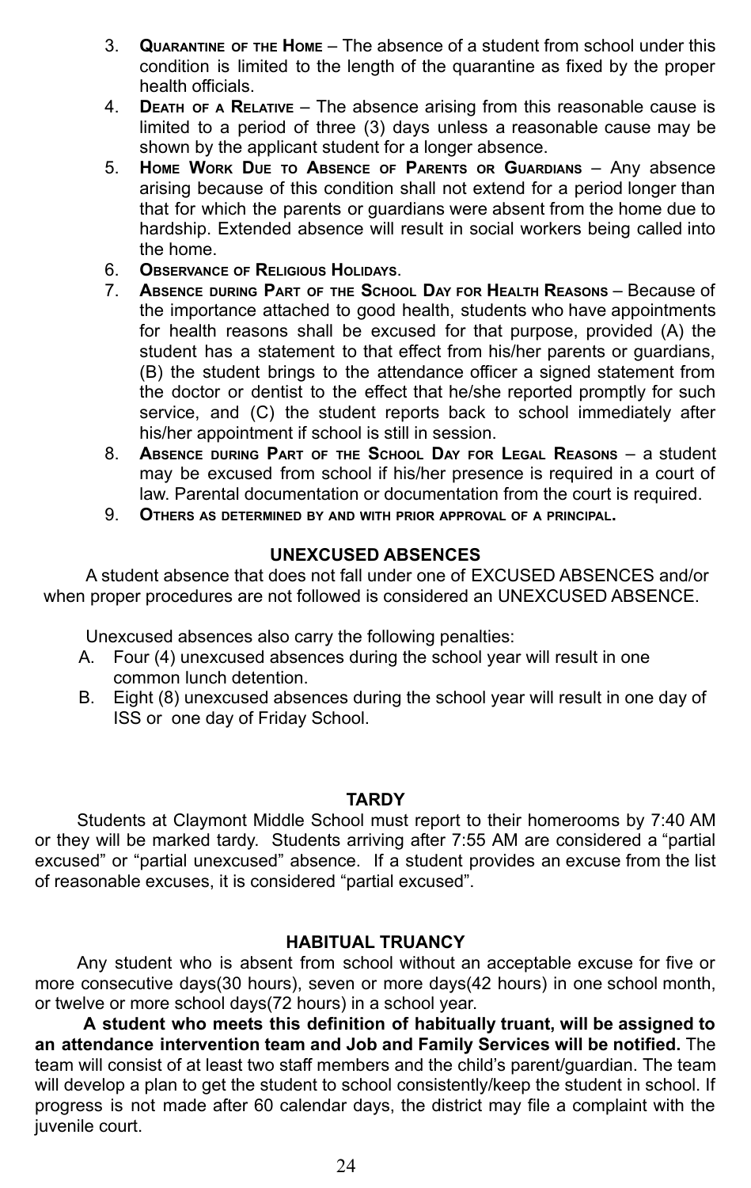3. **Quarantine of the Home** – The absence of a student from school under this condition is limited to the length of the quarantine as fixed by the proper health officials.
4. **Death of a Relative** – The absence arising from this reasonable cause is limited to a period of three (3) days unless a reasonable cause may be shown by the applicant student for a longer absence.
5. **Home Work Due to Absence of Parents or Guardians** – Any absence arising because of this condition shall not extend for a period longer than that for which the parents or guardians were absent from the home due to hardship. Extended absence will result in social workers being called into the home.
6. **Observance of Religious Holidays.**
7. **Absence during Part of the School Day for Health Reasons** – Because of the importance attached to good health, students who have appointments for health reasons shall be excused for that purpose, provided (A) the student has a statement to that effect from his/her parents or guardians, (B) the student brings to the attendance officer a signed statement from the doctor or dentist to the effect that he/she reported promptly for such service, and (C) the student reports back to school immediately after his/her appointment if school is still in session.
8. **Absence during Part of the School Day for Legal Reasons** – a student may be excused from school if his/her presence is required in a court of law. Parental documentation or documentation from the court is required.
9. **Others as determined by and with prior approval of a principal.**

## UNEXCUSED ABSENCES

A student absence that does not fall under one of EXCUSED ABSENCES and/or when proper procedures are not followed is considered an UNEXCUSED ABSENCE.

Unexcused absences also carry the following penalties:

A. Four (4) unexcused absences during the school year will result in one common lunch detention.
B. Eight (8) unexcused absences during the school year will result in one day of ISS or one day of Friday School.

## TARDY

Students at Claymont Middle School must report to their homerooms by 7:40 AM or they will be marked tardy. Students arriving after 7:55 AM are considered a "partial excused" or "partial unexcused" absence. If a student provides an excuse from the list of reasonable excuses, it is considered "partial excused".

## HABITUAL TRUANCY

Any student who is absent from school without an acceptable excuse for five or more consecutive days(30 hours), seven or more days(42 hours) in one school month, or twelve or more school days(72 hours) in a school year.

**A student who meets this definition of habitually truant, will be assigned to an attendance intervention team and Job and Family Services will be notified.** The team will consist of at least two staff members and the child's parent/guardian. The team will develop a plan to get the student to school consistently/keep the student in school. If progress is not made after 60 calendar days, the district may file a complaint with the juvenile court.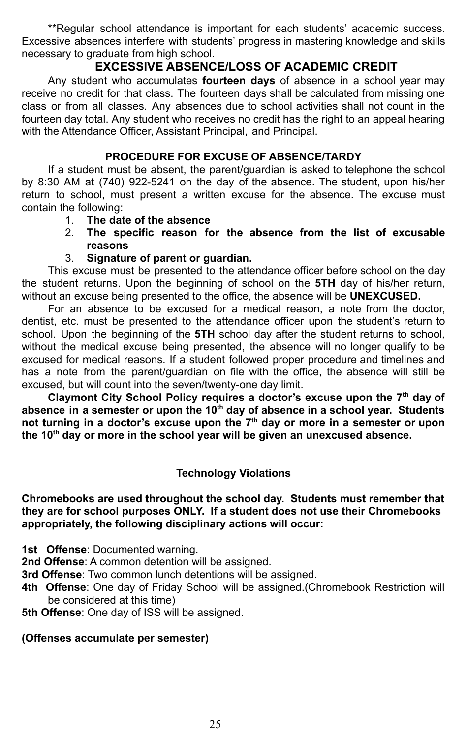**Regular school attendance is important for each students' academic success. Excessive absences interfere with students' progress in mastering knowledge and skills necessary to graduate from high school.

## EXCESSIVE ABSENCE/LOSS OF ACADEMIC CREDIT

Any student who accumulates **fourteen days** of absence in a school year may receive no credit for that class. The fourteen days shall be calculated from missing one class or from all classes. Any absences due to school activities shall not count in the fourteen day total. Any student who receives no credit has the right to an appeal hearing with the Attendance Officer, Assistant Principal, and Principal.

### PROCEDURE FOR EXCUSE OF ABSENCE/TARDY

If a student must be absent, the parent/guardian is asked to telephone the school by 8:30 AM at (740) 922-5241 on the day of the absence. The student, upon his/her return to school, must present a written excuse for the absence. The excuse must contain the following:

1. **The date of the absence**
2. **The specific reason for the absence from the list of excusable reasons**
3. **Signature of parent or guardian.**

This excuse must be presented to the attendance officer before school on the day the student returns. Upon the beginning of school on the **5TH** day of his/her return, without an excuse being presented to the office, the absence will be **UNEXCUSED.**

For an absence to be excused for a medical reason, a note from the doctor, dentist, etc. must be presented to the attendance officer upon the student's return to school. Upon the beginning of the **5TH** school day after the student returns to school, without the medical excuse being presented, the absence will no longer qualify to be excused for medical reasons. If a student followed proper procedure and timelines and has a note from the parent/guardian on file with the office, the absence will still be excused, but will count into the seven/twenty-one day limit.

**Claymont City School Policy requires a doctor's excuse upon the 7th day of absence in a semester or upon the 10th day of absence in a school year. Students not turning in a doctor's excuse upon the 7th day or more in a semester or upon the 10th day or more in the school year will be given an unexcused absence.**

### Technology Violations

**Chromebooks are used throughout the school day. Students must remember that they are for school purposes ONLY. If a student does not use their Chromebooks appropriately, the following disciplinary actions will occur:**

**1st Offense**: Documented warning.
**2nd Offense**: A common detention will be assigned.
**3rd Offense**: Two common lunch detentions will be assigned.
**4th Offense**: One day of Friday School will be assigned.(Chromebook Restriction will be considered at this time)
**5th Offense**: One day of ISS will be assigned.

**(Offenses accumulate per semester)**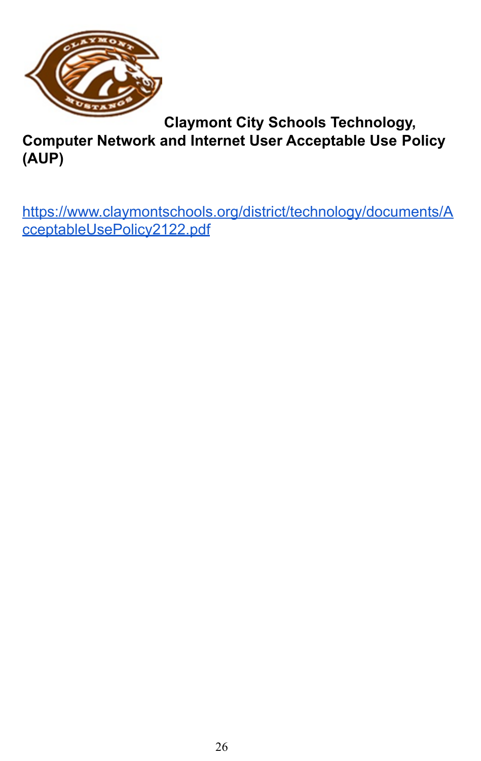**Claymont City Schools Technology, Computer Network and Internet User Acceptable Use Policy (AUP)**

[https://www.claymontschools.org/district/technology/documents/AcceptableUsePolicy2122.pdf](https://www.claymontschools.org/district/technology/documents/AcceptableUsePolicy2122.pdf)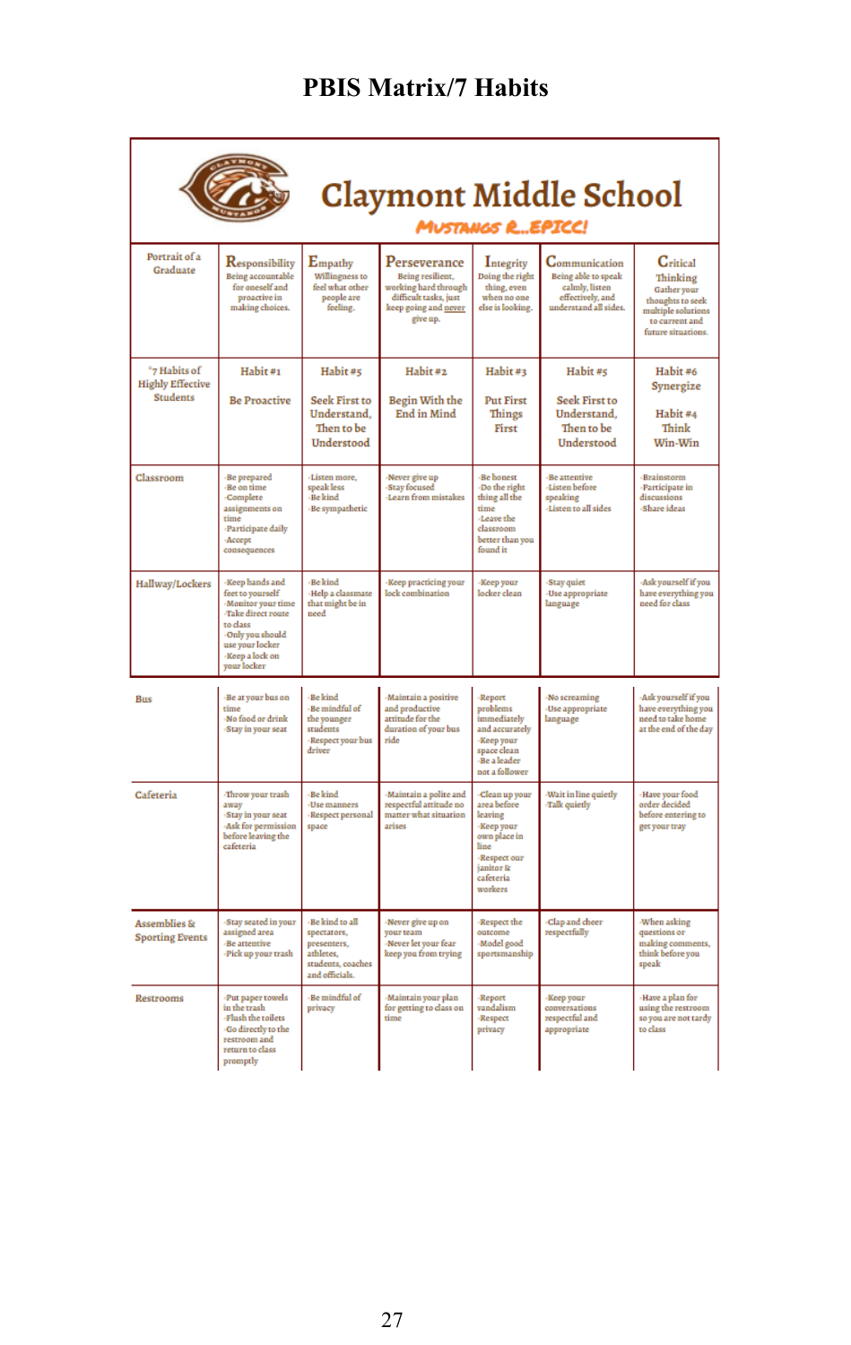# PBIS Matrix/7 Habits

## Claymont Middle School

MUSTANGS R...EPICC!

| Portrait of a Graduate | Responsibility Being accountable for oneself and proactive in making choices. | Empathy Willingness to feel what other people are feeling. | Perseverance Being resilient, working hard through difficult tasks, just keep going and never give up. | Integrity Doing the right thing, even when no one else is looking. | Communication Being able to speak calmly, listen effectively, and understand all sides. | Critical Thinking Gather your thoughts to seek multiple solutions to current and future situations. |
|---|---|---|---|---|---|---|
| "7 Habits of Highly Effective Students | Habit #1 Be Proactive | Habit #5 Seek First to Understand, Then to be Understood | Habit #2 Begin With the End in Mind | Habit #3 Put First Things First | Habit #5 Seek First to Understand, Then to be Understood | Habit #6 Synergize Habit #4 Think Win-Win |
| Classroom | -Be prepared -Be on time -Complete assignments on time -Participate daily -Accept consequences | -Listen more, speak less -Be kind -Be sympathetic | -Never give up -Stay focused -Learn from mistakes | -Be honest -Do the right thing all the time -Leave the classroom better than you found it | -Be attentive -Listen before speaking -Listen to all sides | -Brainstorm -Participate in discussions -Share ideas |
| Hallway/Lockers | -Keep hands and feet to yourself -Monitor your time -Take direct route to class -Only you should use your locker -Keep a lock on your locker | -Be kind -Help a classmate that might be in need | -Keep practicing your lock combination | -Keep your locker clean | -Stay quiet -Use appropriate language | -Ask yourself if you have everything you need for class |
| Bus | -Be at your bus on time -No food or drink -Stay in your seat | -Be kind -Be mindful of the younger students -Respect your bus driver | -Maintain a positive and productive attitude for the duration of your bus ride | -Report problems immediately and accurately -Keep your space clean -Be a leader not a follower | -No screaming -Use appropriate language | -Ask yourself if you have everything you need to take home at the end of the day |
| Cafeteria | -Throw your trash away -Stay in your seat -Ask for permission before leaving the cafeteria | -Be kind -Use manners -Respect personal space | -Maintain a polite and respectful attitude no matter what situation arises | -Clean up your area before leaving -Keep your own place in line -Respect our janitor & cafeteria workers | -Wait in line quietly -Talk quietly | -Have your food order decided before entering to get your tray |
| Assemblies & Sporting Events | -Stay seated in your assigned area -Be attentive -Pick up your trash | -Be kind to all spectators, presenters, athletes, students, coaches and officials. | -Never give up on your team -Never let your fear keep you from trying | -Respect the outcome -Model good sportsmanship | -Clap and cheer respectfully | -When asking questions or making comments, think before you speak |
| Restrooms | -Put paper towels in the trash -Flush the toilets -Go directly to the restroom and return to class promptly | -Be mindful of privacy | -Maintain your plan for getting to class on time | -Report vandalism -Respect privacy | -Keep your conversations respectful and appropriate | -Have a plan for using the restroom so you are not tardy to class |